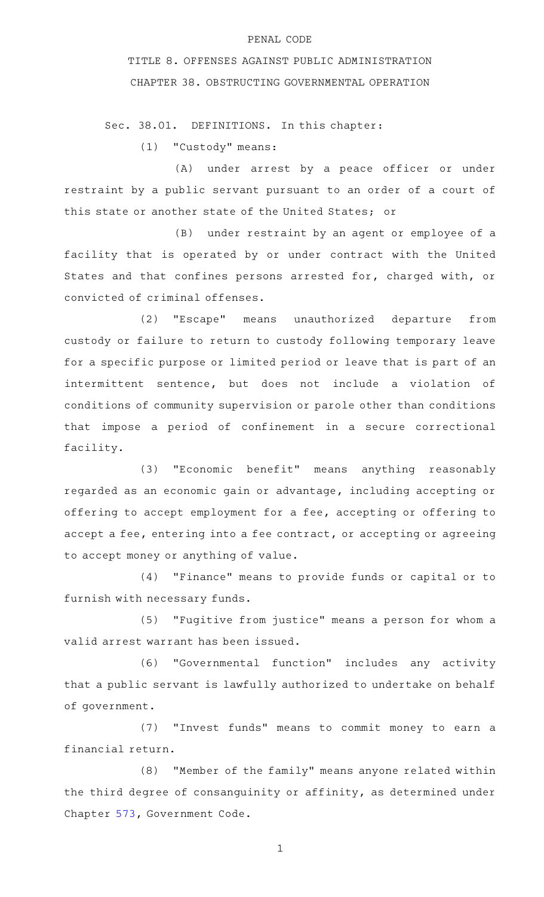PENAL CODE

# TITLE 8. OFFENSES AGAINST PUBLIC ADMINISTRATION

## CHAPTER 38. OBSTRUCTING GOVERNMENTAL OPERATION

Sec. 38.01. DEFINITIONS. In this chapter:

(1) "Custody" means:

(A) under arrest by a peace officer or under restraint by a public servant pursuant to an order of a court of this state or another state of the United States; or

(B) under restraint by an agent or employee of a facility that is operated by or under contract with the United States and that confines persons arrested for, charged with, or convicted of criminal offenses.

(2) "Escape" means unauthorized departure from custody or failure to return to custody following temporary leave for a specific purpose or limited period or leave that is part of an intermittent sentence, but does not include a violation of conditions of community supervision or parole other than conditions that impose a period of confinement in a secure correctional facility.

(3) "Economic benefit" means anything reasonably regarded as an economic gain or advantage, including accepting or offering to accept employment for a fee, accepting or offering to accept a fee, entering into a fee contract, or accepting or agreeing to accept money or anything of value.

(4) "Finance" means to provide funds or capital or to furnish with necessary funds.

(5) "Fugitive from justice" means a person for whom a valid arrest warrant has been issued.

(6) "Governmental function" includes any activity that a public servant is lawfully authorized to undertake on behalf of government.

(7) "Invest funds" means to commit money to earn a financial return.

(8) "Member of the family" means anyone related within the third degree of consanguinity or affinity, as determined under Chapter 573, Government Code.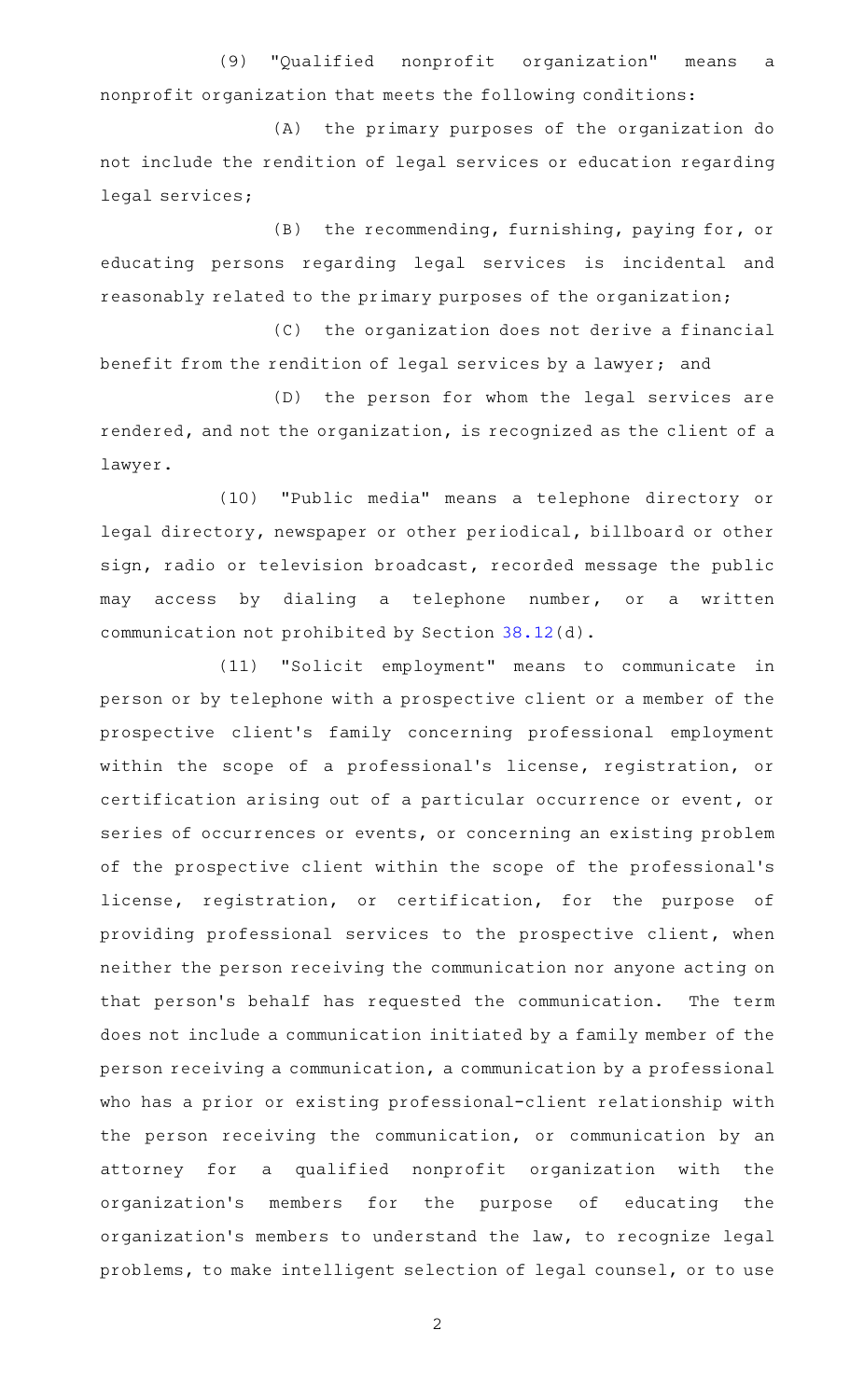(9) "Qualified nonprofit organization" means a nonprofit organization that meets the following conditions:

(A) the primary purposes of the organization do not include the rendition of legal services or education regarding legal services;

(B) the recommending, furnishing, paying for, or educating persons regarding legal services is incidental and reasonably related to the primary purposes of the organization;

(C) the organization does not derive a financial benefit from the rendition of legal services by a lawyer; and

(D) the person for whom the legal services are rendered, and not the organization, is recognized as the client of a lawyer.

(10) "Public media" means a telephone directory or legal directory, newspaper or other periodical, billboard or other sign, radio or television broadcast, recorded message the public may access by dialing a telephone number, or a written communication not prohibited by Section 38.12(d).

(11) "Solicit employment" means to communicate in person or by telephone with a prospective client or a member of the prospective client's family concerning professional employment within the scope of a professional's license, registration, or certification arising out of a particular occurrence or event, or series of occurrences or events, or concerning an existing problem of the prospective client within the scope of the professional's license, registration, or certification, for the purpose of providing professional services to the prospective client, when neither the person receiving the communication nor anyone acting on that person's behalf has requested the communication. The term does not include a communication initiated by a family member of the person receiving a communication, a communication by a professional who has a prior or existing professional-client relationship with the person receiving the communication, or communication by an attorney for a qualified nonprofit organization with the organization's members for the purpose of educating the organization's members to understand the law, to recognize legal problems, to make intelligent selection of legal counsel, or to use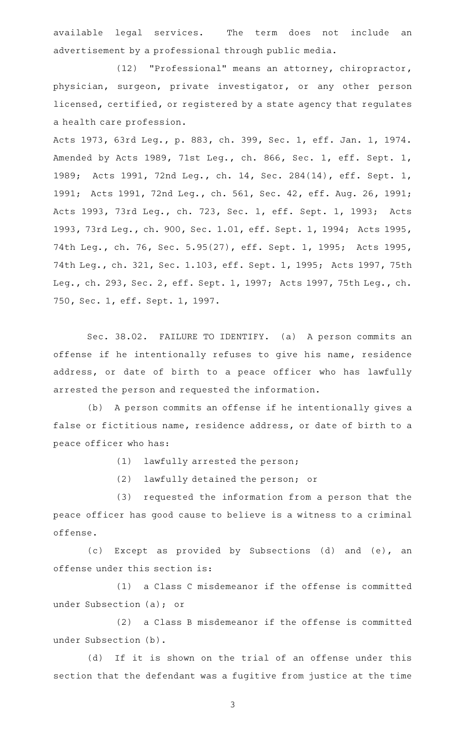available legal services. The term does not include an advertisement by a professional through public media.

(12) "Professional" means an attorney, chiropractor, physician, surgeon, private investigator, or any other person licensed, certified, or registered by a state agency that regulates a health care profession.

Acts 1973, 63rd Leg., p. 883, ch. 399, Sec. 1, eff. Jan. 1, 1974. Amended by Acts 1989, 71st Leg., ch. 866, Sec. 1, eff. Sept. 1, 1989; Acts 1991, 72nd Leg., ch. 14, Sec. 284(14), eff. Sept. 1, 1991; Acts 1991, 72nd Leg., ch. 561, Sec. 42, eff. Aug. 26, 1991; Acts 1993, 73rd Leg., ch. 723, Sec. 1, eff. Sept. 1, 1993; Acts 1993, 73rd Leg., ch. 900, Sec. 1.01, eff. Sept. 1, 1994; Acts 1995, 74th Leg., ch. 76, Sec. 5.95(27), eff. Sept. 1, 1995; Acts 1995, 74th Leg., ch. 321, Sec. 1.103, eff. Sept. 1, 1995; Acts 1997, 75th Leg., ch. 293, Sec. 2, eff. Sept. 1, 1997; Acts 1997, 75th Leg., ch. 750, Sec. 1, eff. Sept. 1, 1997.

Sec. 38.02. FAILURE TO IDENTIFY. (a) A person commits an offense if he intentionally refuses to give his name, residence address, or date of birth to a peace officer who has lawfully arrested the person and requested the information.

(b) A person commits an offense if he intentionally gives a false or fictitious name, residence address, or date of birth to a peace officer who has:

(1) lawfully arrested the person;

(2) lawfully detained the person; or

(3) requested the information from a person that the peace officer has good cause to believe is a witness to a criminal offense.

(c) Except as provided by Subsections (d) and (e), an offense under this section is:

(1) a Class C misdemeanor if the offense is committed under Subsection (a); or

(2) a Class B misdemeanor if the offense is committed under Subsection (b).

(d) If it is shown on the trial of an offense under this section that the defendant was a fugitive from justice at the time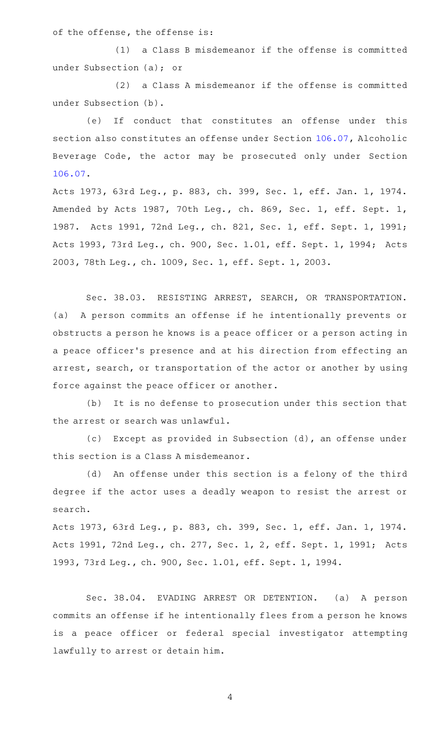of the offense, the offense is:

(1) a Class B misdemeanor if the offense is committed under Subsection (a); or

(2) a Class A misdemeanor if the offense is committed under Subsection (b).

(e) If conduct that constitutes an offense under this section also constitutes an offense under Section 106.07, Alcoholic Beverage Code, the actor may be prosecuted only under Section 106.07.

Acts 1973, 63rd Leg., p. 883, ch. 399, Sec. 1, eff. Jan. 1, 1974. Amended by Acts 1987, 70th Leg., ch. 869, Sec. 1, eff. Sept. 1, 1987. Acts 1991, 72nd Leg., ch. 821, Sec. 1, eff. Sept. 1, 1991; Acts 1993, 73rd Leg., ch. 900, Sec. 1.01, eff. Sept. 1, 1994; Acts 2003, 78th Leg., ch. 1009, Sec. 1, eff. Sept. 1, 2003.

Sec. 38.03. RESISTING ARREST, SEARCH, OR TRANSPORTATION. (a) A person commits an offense if he intentionally prevents or obstructs a person he knows is a peace officer or a person acting in a peace officer's presence and at his direction from effecting an arrest, search, or transportation of the actor or another by using force against the peace officer or another.

(b) It is no defense to prosecution under this section that the arrest or search was unlawful.

(c) Except as provided in Subsection (d), an offense under this section is a Class A misdemeanor.

(d) An offense under this section is a felony of the third degree if the actor uses a deadly weapon to resist the arrest or search.

Acts 1973, 63rd Leg., p. 883, ch. 399, Sec. 1, eff. Jan. 1, 1974. Acts 1991, 72nd Leg., ch. 277, Sec. 1, 2, eff. Sept. 1, 1991; Acts 1993, 73rd Leg., ch. 900, Sec. 1.01, eff. Sept. 1, 1994.

Sec. 38.04. EVADING ARREST OR DETENTION. (a) A person commits an offense if he intentionally flees from a person he knows is a peace officer or federal special investigator attempting lawfully to arrest or detain him.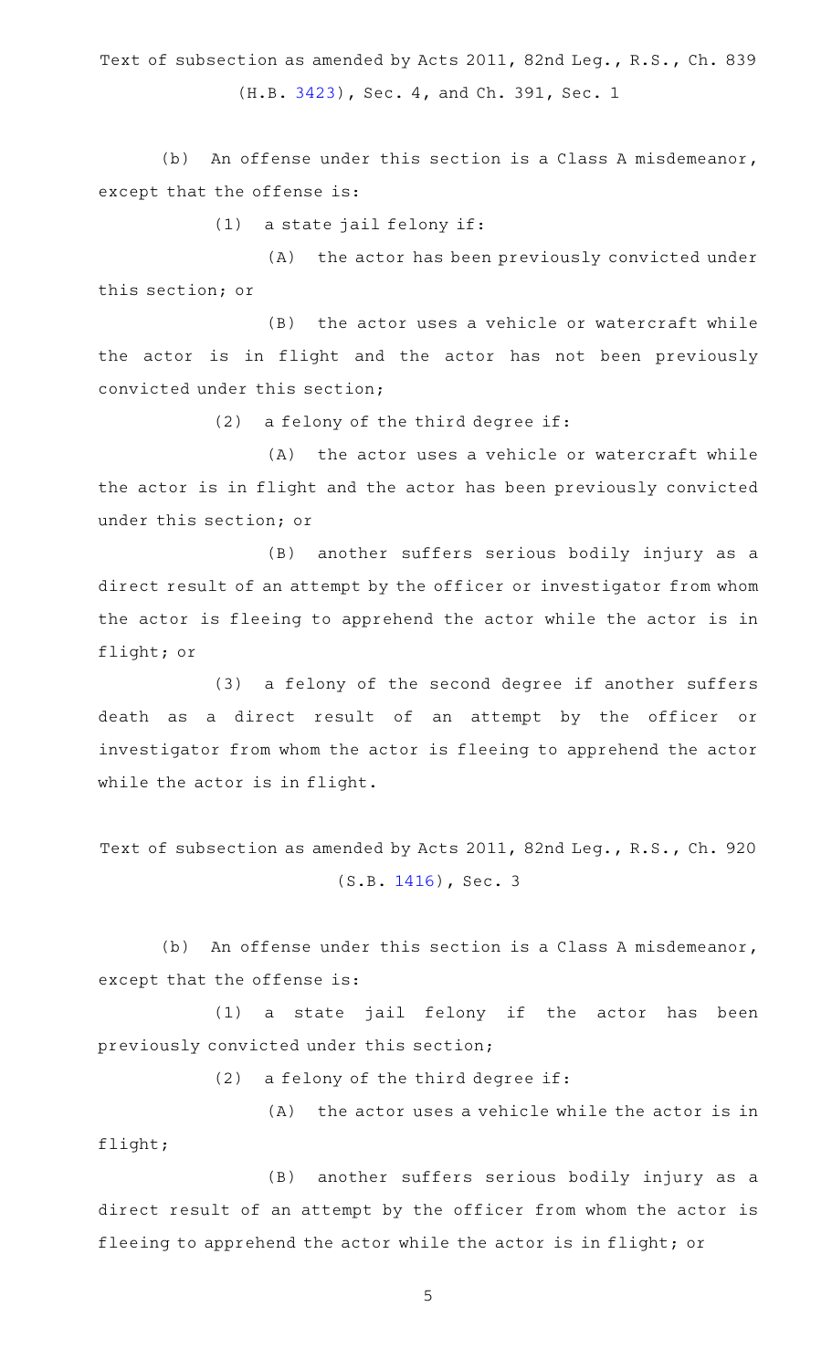Text of subsection as amended by Acts 2011, 82nd Leg., R.S., Ch. 839 (H.B. 3423), Sec. 4, and Ch. 391, Sec. 1

(b) An offense under this section is a Class A misdemeanor, except that the offense is:

(1) a state jail felony if:

(A) the actor has been previously convicted under this section; or

(B) the actor uses a vehicle or watercraft while the actor is in flight and the actor has not been previously convicted under this section;

(2) a felony of the third degree if:

(A) the actor uses a vehicle or watercraft while the actor is in flight and the actor has been previously convicted under this section; or

(B) another suffers serious bodily injury as a direct result of an attempt by the officer or investigator from whom the actor is fleeing to apprehend the actor while the actor is in flight; or

(3) a felony of the second degree if another suffers death as a direct result of an attempt by the officer or investigator from whom the actor is fleeing to apprehend the actor while the actor is in flight.

Text of subsection as amended by Acts 2011, 82nd Leg., R.S., Ch. 920 (S.B. 1416), Sec. 3

(b) An offense under this section is a Class A misdemeanor, except that the offense is:

(1) a state jail felony if the actor has been previously convicted under this section;

(2) a felony of the third degree if:

(A) the actor uses a vehicle while the actor is in flight;

(B) another suffers serious bodily injury as a direct result of an attempt by the officer from whom the actor is fleeing to apprehend the actor while the actor is in flight; or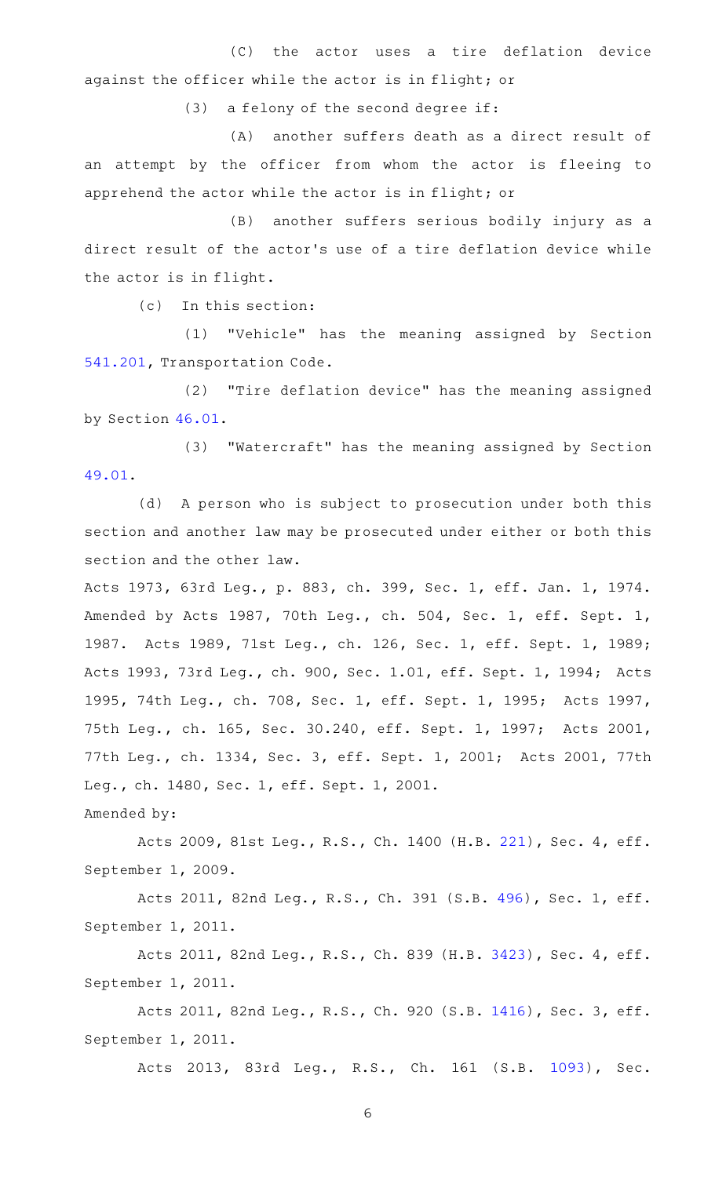(C) the actor uses a tire deflation device against the officer while the actor is in flight; or

(3) a felony of the second degree if:

(A) another suffers death as a direct result of an attempt by the officer from whom the actor is fleeing to apprehend the actor while the actor is in flight; or

(B) another suffers serious bodily injury as a direct result of the actor's use of a tire deflation device while the actor is in flight.

(c) In this section:

(1) "Vehicle" has the meaning assigned by Section 541.201, Transportation Code.

(2) "Tire deflation device" has the meaning assigned by Section 46.01.

(3) "Watercraft" has the meaning assigned by Section 49.01.

(d) A person who is subject to prosecution under both this section and another law may be prosecuted under either or both this section and the other law.

Acts 1973, 63rd Leg., p. 883, ch. 399, Sec. 1, eff. Jan. 1, 1974. Amended by Acts 1987, 70th Leg., ch. 504, Sec. 1, eff. Sept. 1, 1987. Acts 1989, 71st Leg., ch. 126, Sec. 1, eff. Sept. 1, 1989; Acts 1993, 73rd Leg., ch. 900, Sec. 1.01, eff. Sept. 1, 1994; Acts 1995, 74th Leg., ch. 708, Sec. 1, eff. Sept. 1, 1995; Acts 1997, 75th Leg., ch. 165, Sec. 30.240, eff. Sept. 1, 1997; Acts 2001, 77th Leg., ch. 1334, Sec. 3, eff. Sept. 1, 2001; Acts 2001, 77th Leg., ch. 1480, Sec. 1, eff. Sept. 1, 2001.

Amended by:

Acts 2009, 81st Leg., R.S., Ch. 1400 (H.B. 221), Sec. 4, eff. September 1, 2009.

Acts 2011, 82nd Leg., R.S., Ch. 391 (S.B. 496), Sec. 1, eff. September 1, 2011.

Acts 2011, 82nd Leg., R.S., Ch. 839 (H.B. 3423), Sec. 4, eff. September 1, 2011.

Acts 2011, 82nd Leg., R.S., Ch. 920 (S.B. 1416), Sec. 3, eff. September 1, 2011.

Acts 2013, 83rd Leg., R.S., Ch. 161 (S.B. 1093), Sec.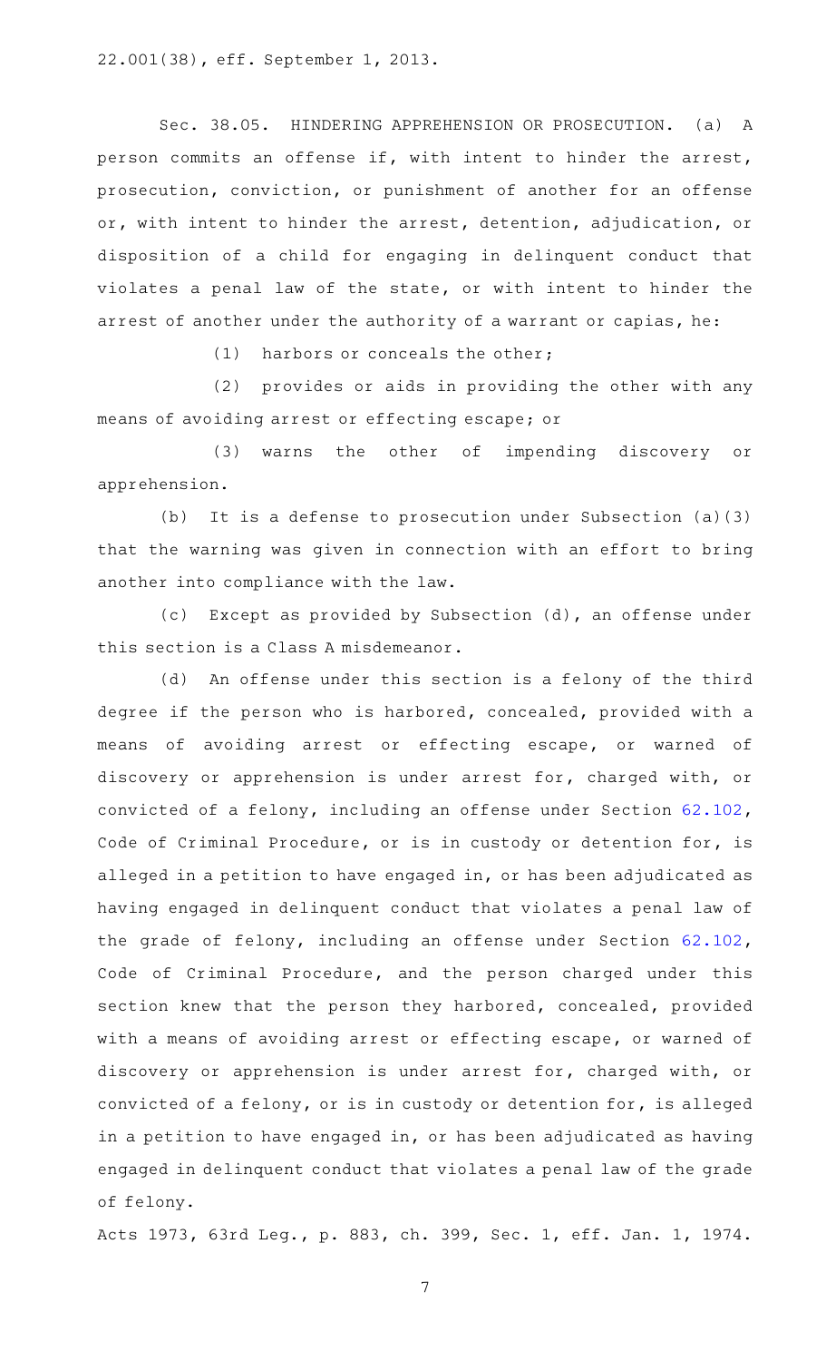22.001(38), eff. September 1, 2013.

Sec. 38.05. HINDERING APPREHENSION OR PROSECUTION. (a) A person commits an offense if, with intent to hinder the arrest, prosecution, conviction, or punishment of another for an offense or, with intent to hinder the arrest, detention, adjudication, or disposition of a child for engaging in delinquent conduct that violates a penal law of the state, or with intent to hinder the arrest of another under the authority of a warrant or capias, he:

(1) harbors or conceals the other;

(2) provides or aids in providing the other with any means of avoiding arrest or effecting escape; or

(3) warns the other of impending discovery or apprehension.

(b) It is a defense to prosecution under Subsection (a)(3) that the warning was given in connection with an effort to bring another into compliance with the law.

(c) Except as provided by Subsection (d), an offense under this section is a Class A misdemeanor.

(d) An offense under this section is a felony of the third degree if the person who is harbored, concealed, provided with a means of avoiding arrest or effecting escape, or warned of discovery or apprehension is under arrest for, charged with, or convicted of a felony, including an offense under Section 62.102, Code of Criminal Procedure, or is in custody or detention for, is alleged in a petition to have engaged in, or has been adjudicated as having engaged in delinquent conduct that violates a penal law of the grade of felony, including an offense under Section 62.102, Code of Criminal Procedure, and the person charged under this section knew that the person they harbored, concealed, provided with a means of avoiding arrest or effecting escape, or warned of discovery or apprehension is under arrest for, charged with, or convicted of a felony, or is in custody or detention for, is alleged in a petition to have engaged in, or has been adjudicated as having engaged in delinquent conduct that violates a penal law of the grade of felony.

Acts 1973, 63rd Leg., p. 883, ch. 399, Sec. 1, eff. Jan. 1, 1974.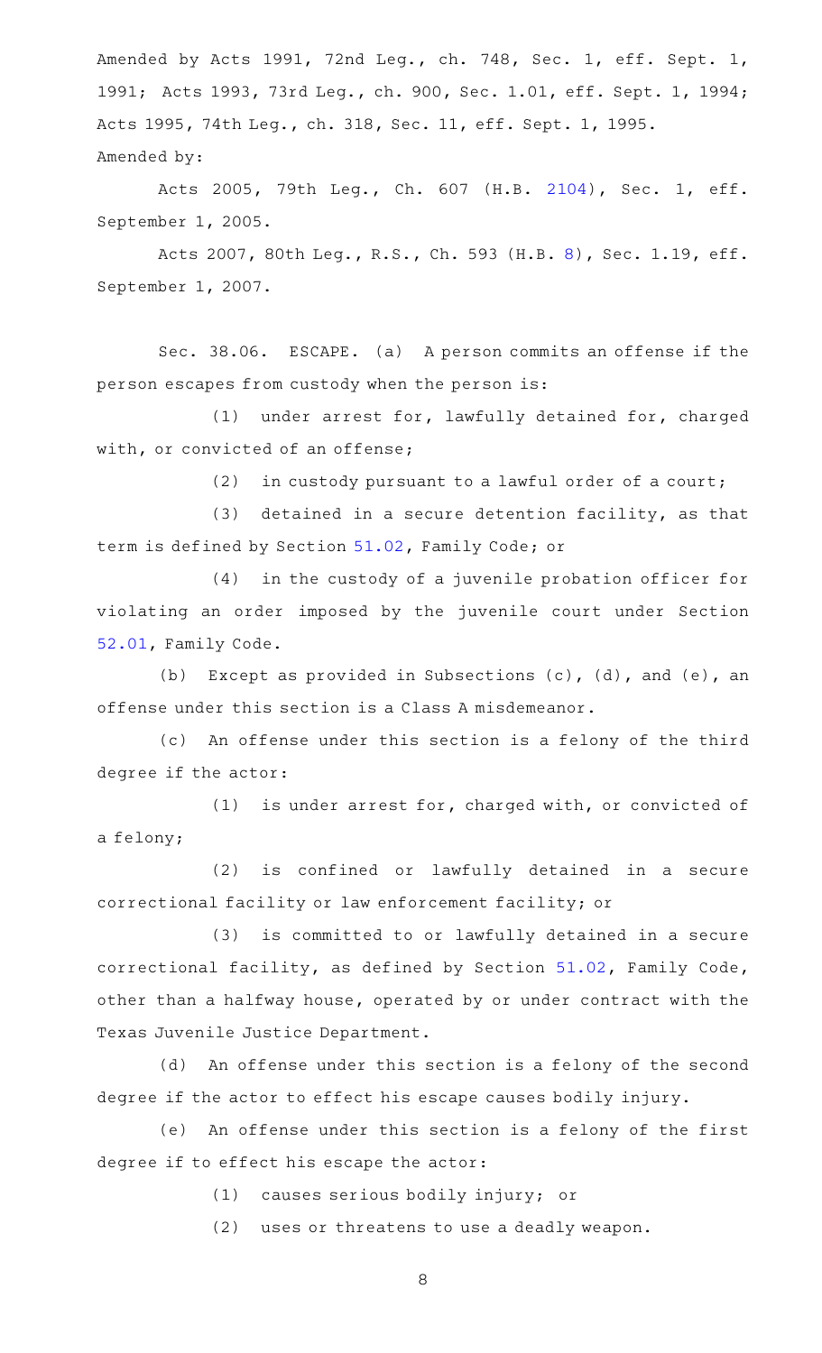Amended by Acts 1991, 72nd Leg., ch. 748, Sec. 1, eff. Sept. 1, 1991; Acts 1993, 73rd Leg., ch. 900, Sec. 1.01, eff. Sept. 1, 1994; Acts 1995, 74th Leg., ch. 318, Sec. 11, eff. Sept. 1, 1995.

Amended by:

Acts 2005, 79th Leg., Ch. 607 (H.B. 2104), Sec. 1, eff. September 1, 2005.

Acts 2007, 80th Leg., R.S., Ch. 593 (H.B. 8), Sec. 1.19, eff. September 1, 2007.

Sec. 38.06. ESCAPE. (a) A person commits an offense if the person escapes from custody when the person is:

(1) under arrest for, lawfully detained for, charged with, or convicted of an offense;

(2) in custody pursuant to a lawful order of a court;

(3) detained in a secure detention facility, as that term is defined by Section 51.02, Family Code; or

(4) in the custody of a juvenile probation officer for violating an order imposed by the juvenile court under Section 52.01, Family Code.

(b) Except as provided in Subsections (c), (d), and (e), an offense under this section is a Class A misdemeanor.

(c) An offense under this section is a felony of the third degree if the actor:

(1) is under arrest for, charged with, or convicted of a felony;

(2) is confined or lawfully detained in a secure correctional facility or law enforcement facility; or

(3) is committed to or lawfully detained in a secure correctional facility, as defined by Section 51.02, Family Code, other than a halfway house, operated by or under contract with the Texas Juvenile Justice Department.

(d) An offense under this section is a felony of the second degree if the actor to effect his escape causes bodily injury.

(e) An offense under this section is a felony of the first degree if to effect his escape the actor:

(1) causes serious bodily injury; or

(2) uses or threatens to use a deadly weapon.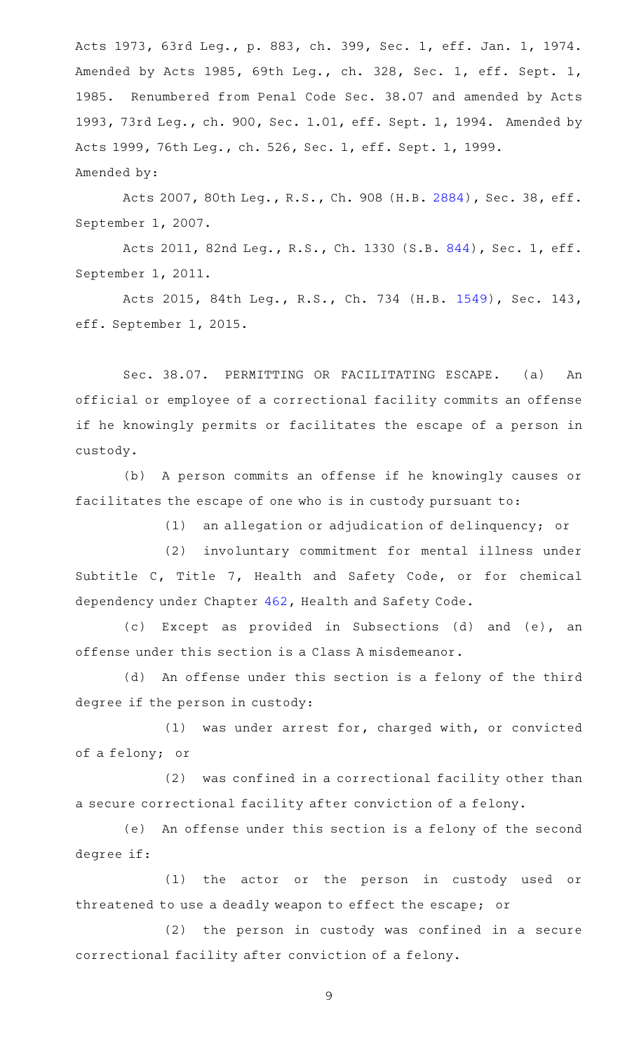Acts 1973, 63rd Leg., p. 883, ch. 399, Sec. 1, eff. Jan. 1, 1974. Amended by Acts 1985, 69th Leg., ch. 328, Sec. 1, eff. Sept. 1, 1985. Renumbered from Penal Code Sec. 38.07 and amended by Acts 1993, 73rd Leg., ch. 900, Sec. 1.01, eff. Sept. 1, 1994. Amended by Acts 1999, 76th Leg., ch. 526, Sec. 1, eff. Sept. 1, 1999.

Amended by:

Acts 2007, 80th Leg., R.S., Ch. 908 (H.B. 2884), Sec. 38, eff. September 1, 2007.

Acts 2011, 82nd Leg., R.S., Ch. 1330 (S.B. 844), Sec. 1, eff. September 1, 2011.

Acts 2015, 84th Leg., R.S., Ch. 734 (H.B. 1549), Sec. 143, eff. September 1, 2015.

Sec. 38.07. PERMITTING OR FACILITATING ESCAPE. (a) An official or employee of a correctional facility commits an offense if he knowingly permits or facilitates the escape of a person in custody.

(b) A person commits an offense if he knowingly causes or facilitates the escape of one who is in custody pursuant to:

(1) an allegation or adjudication of delinquency; or

(2) involuntary commitment for mental illness under Subtitle C, Title 7, Health and Safety Code, or for chemical dependency under Chapter 462, Health and Safety Code.

(c) Except as provided in Subsections (d) and (e), an offense under this section is a Class A misdemeanor.

(d) An offense under this section is a felony of the third degree if the person in custody:

(1) was under arrest for, charged with, or convicted of a felony; or

(2) was confined in a correctional facility other than a secure correctional facility after conviction of a felony.

(e) An offense under this section is a felony of the second degree if:

(1) the actor or the person in custody used or threatened to use a deadly weapon to effect the escape; or

(2) the person in custody was confined in a secure correctional facility after conviction of a felony.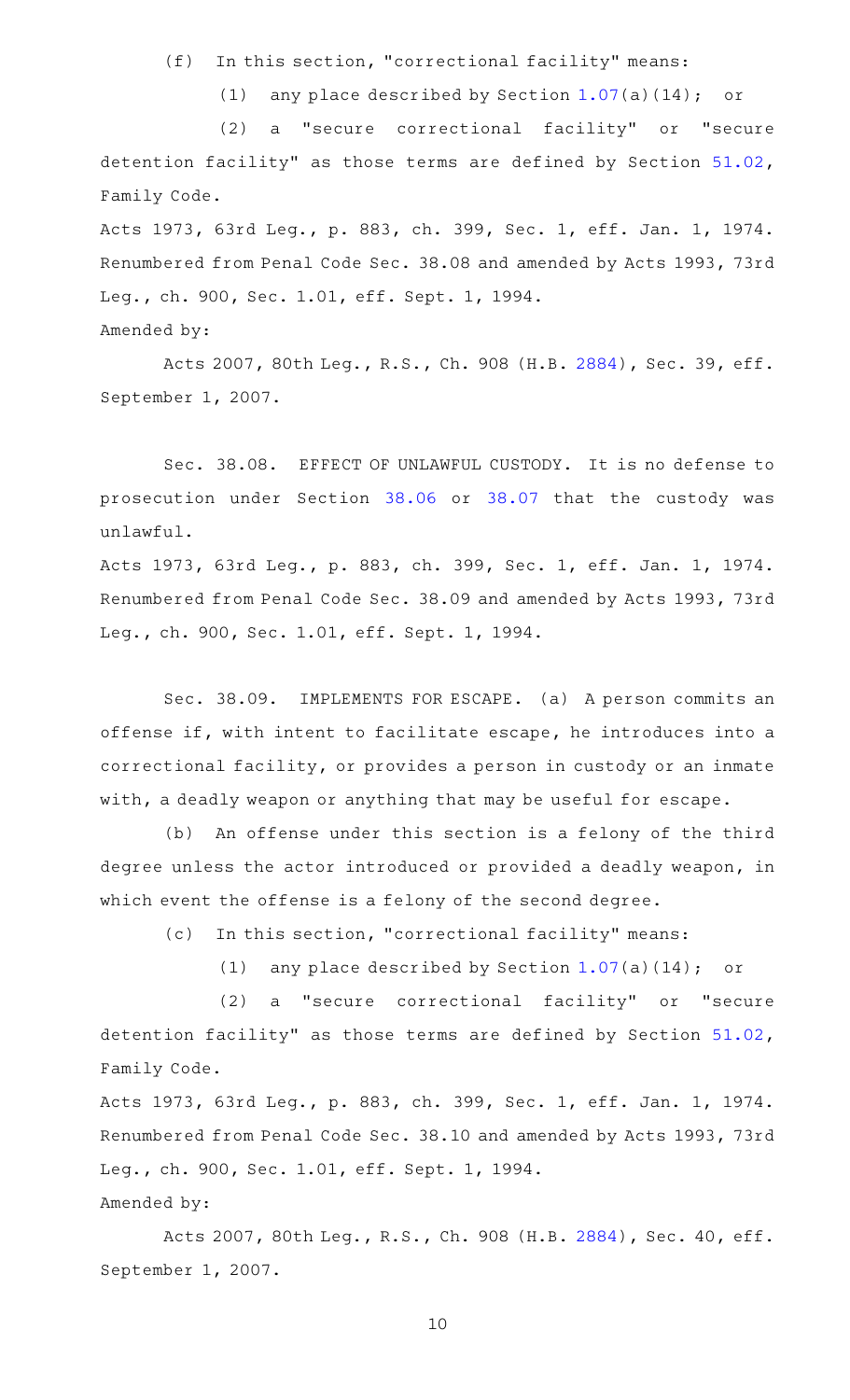(f) In this section, "correctional facility" means:

(1) any place described by Section 1.07(a)(14); or

(2) a "secure correctional facility" or "secure detention facility" as those terms are defined by Section 51.02, Family Code.

Acts 1973, 63rd Leg., p. 883, ch. 399, Sec. 1, eff. Jan. 1, 1974. Renumbered from Penal Code Sec. 38.08 and amended by Acts 1993, 73rd Leg., ch. 900, Sec. 1.01, eff. Sept. 1, 1994.

Amended by:

Acts 2007, 80th Leg., R.S., Ch. 908 (H.B. 2884), Sec. 39, eff. September 1, 2007.

Sec. 38.08. EFFECT OF UNLAWFUL CUSTODY. It is no defense to prosecution under Section 38.06 or 38.07 that the custody was unlawful.

Acts 1973, 63rd Leg., p. 883, ch. 399, Sec. 1, eff. Jan. 1, 1974. Renumbered from Penal Code Sec. 38.09 and amended by Acts 1993, 73rd Leg., ch. 900, Sec. 1.01, eff. Sept. 1, 1994.

Sec. 38.09. IMPLEMENTS FOR ESCAPE. (a) A person commits an offense if, with intent to facilitate escape, he introduces into a correctional facility, or provides a person in custody or an inmate with, a deadly weapon or anything that may be useful for escape.

(b) An offense under this section is a felony of the third degree unless the actor introduced or provided a deadly weapon, in which event the offense is a felony of the second degree.

(c) In this section, "correctional facility" means:

(1) any place described by Section 1.07(a)(14); or

(2) a "secure correctional facility" or "secure detention facility" as those terms are defined by Section 51.02, Family Code.

Acts 1973, 63rd Leg., p. 883, ch. 399, Sec. 1, eff. Jan. 1, 1974. Renumbered from Penal Code Sec. 38.10 and amended by Acts 1993, 73rd Leg., ch. 900, Sec. 1.01, eff. Sept. 1, 1994.

Amended by:

Acts 2007, 80th Leg., R.S., Ch. 908 (H.B. 2884), Sec. 40, eff. September 1, 2007.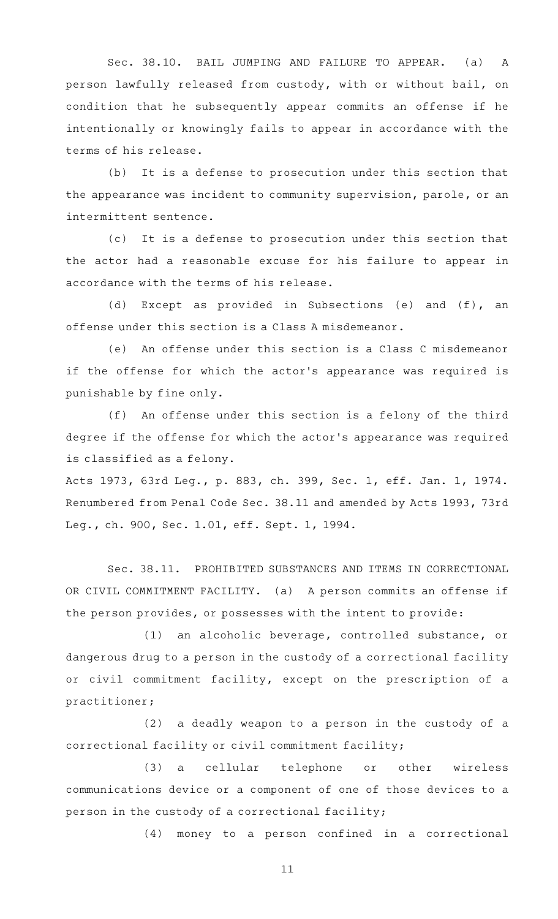Sec. 38.10. BAIL JUMPING AND FAILURE TO APPEAR. (a) A person lawfully released from custody, with or without bail, on condition that he subsequently appear commits an offense if he intentionally or knowingly fails to appear in accordance with the terms of his release.

(b) It is a defense to prosecution under this section that the appearance was incident to community supervision, parole, or an intermittent sentence.

(c) It is a defense to prosecution under this section that the actor had a reasonable excuse for his failure to appear in accordance with the terms of his release.

(d) Except as provided in Subsections (e) and (f), an offense under this section is a Class A misdemeanor.

(e) An offense under this section is a Class C misdemeanor if the offense for which the actor's appearance was required is punishable by fine only.

(f) An offense under this section is a felony of the third degree if the offense for which the actor's appearance was required is classified as a felony.

Acts 1973, 63rd Leg., p. 883, ch. 399, Sec. 1, eff. Jan. 1, 1974. Renumbered from Penal Code Sec. 38.11 and amended by Acts 1993, 73rd Leg., ch. 900, Sec. 1.01, eff. Sept. 1, 1994.

Sec. 38.11. PROHIBITED SUBSTANCES AND ITEMS IN CORRECTIONAL OR CIVIL COMMITMENT FACILITY. (a) A person commits an offense if the person provides, or possesses with the intent to provide:

(1) an alcoholic beverage, controlled substance, or dangerous drug to a person in the custody of a correctional facility or civil commitment facility, except on the prescription of a practitioner;

(2) a deadly weapon to a person in the custody of a correctional facility or civil commitment facility;

(3) a cellular telephone or other wireless communications device or a component of one of those devices to a person in the custody of a correctional facility;

(4) money to a person confined in a correctional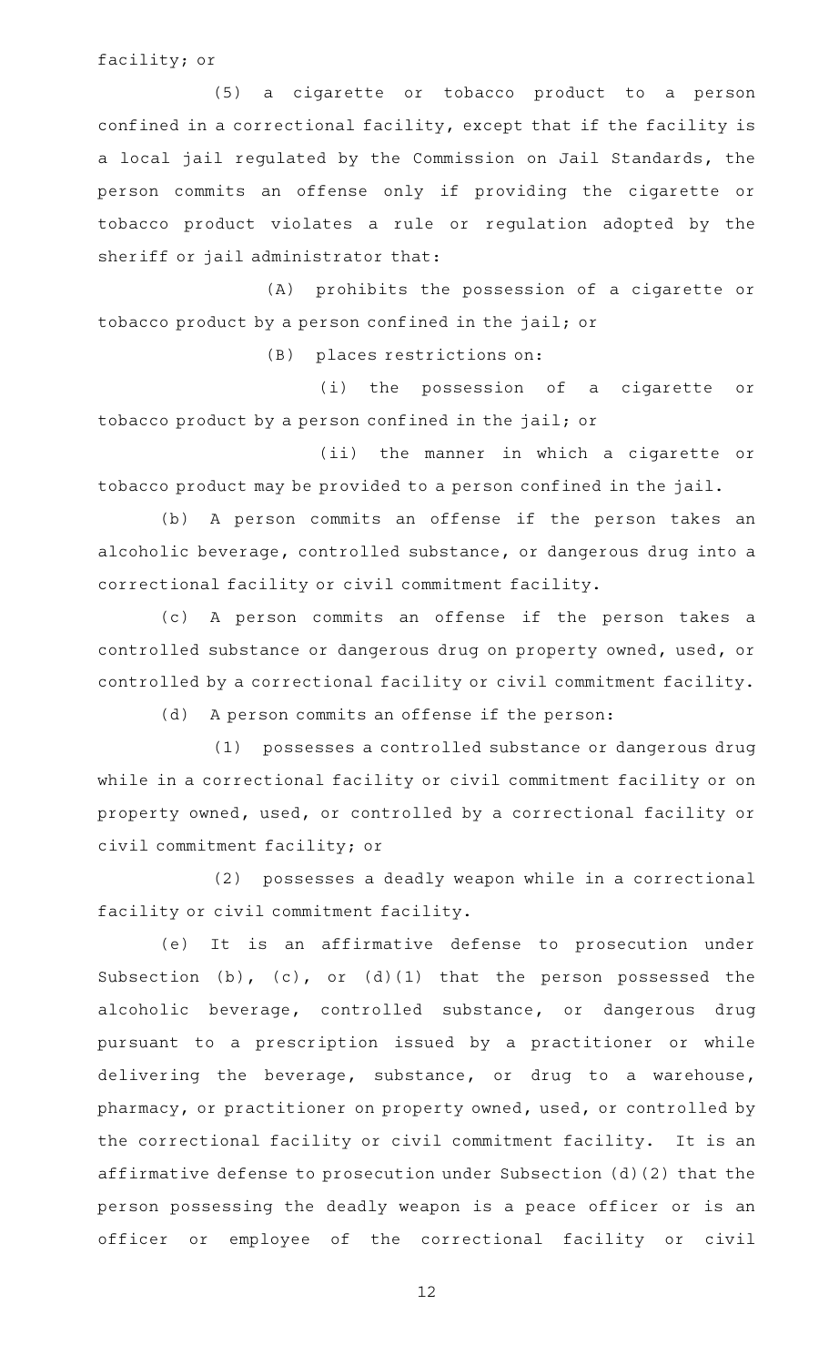facility; or

(5) a cigarette or tobacco product to a person confined in a correctional facility, except that if the facility is a local jail regulated by the Commission on Jail Standards, the person commits an offense only if providing the cigarette or tobacco product violates a rule or regulation adopted by the sheriff or jail administrator that:

(A) prohibits the possession of a cigarette or tobacco product by a person confined in the jail; or

(B) places restrictions on:

(i) the possession of a cigarette or tobacco product by a person confined in the jail; or

(ii) the manner in which a cigarette or tobacco product may be provided to a person confined in the jail.

(b) A person commits an offense if the person takes an alcoholic beverage, controlled substance, or dangerous drug into a correctional facility or civil commitment facility.

(c) A person commits an offense if the person takes a controlled substance or dangerous drug on property owned, used, or controlled by a correctional facility or civil commitment facility.

(d) A person commits an offense if the person:

(1) possesses a controlled substance or dangerous drug while in a correctional facility or civil commitment facility or on property owned, used, or controlled by a correctional facility or civil commitment facility; or

(2) possesses a deadly weapon while in a correctional facility or civil commitment facility.

(e) It is an affirmative defense to prosecution under Subsection (b), (c), or (d)(1) that the person possessed the alcoholic beverage, controlled substance, or dangerous drug pursuant to a prescription issued by a practitioner or while delivering the beverage, substance, or drug to a warehouse, pharmacy, or practitioner on property owned, used, or controlled by the correctional facility or civil commitment facility. It is an affirmative defense to prosecution under Subsection (d)(2) that the person possessing the deadly weapon is a peace officer or is an officer or employee of the correctional facility or civil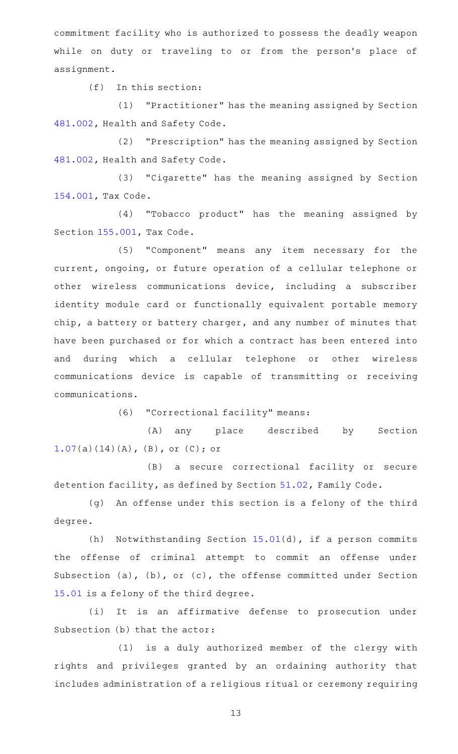commitment facility who is authorized to possess the deadly weapon while on duty or traveling to or from the person's place of assignment.

(f) In this section:

(1) "Practitioner" has the meaning assigned by Section 481.002, Health and Safety Code.

(2) "Prescription" has the meaning assigned by Section 481.002, Health and Safety Code.

(3) "Cigarette" has the meaning assigned by Section 154.001, Tax Code.

(4) "Tobacco product" has the meaning assigned by Section 155.001, Tax Code.

(5) "Component" means any item necessary for the current, ongoing, or future operation of a cellular telephone or other wireless communications device, including a subscriber identity module card or functionally equivalent portable memory chip, a battery or battery charger, and any number of minutes that have been purchased or for which a contract has been entered into and during which a cellular telephone or other wireless communications device is capable of transmitting or receiving communications.

(6) "Correctional facility" means:

(A) any place described by Section 1.07(a)(14)(A), (B), or (C); or

(B) a secure correctional facility or secure detention facility, as defined by Section 51.02, Family Code.

(g) An offense under this section is a felony of the third degree.

(h) Notwithstanding Section 15.01(d), if a person commits the offense of criminal attempt to commit an offense under Subsection (a), (b), or (c), the offense committed under Section 15.01 is a felony of the third degree.

(i) It is an affirmative defense to prosecution under Subsection (b) that the actor:

(1) is a duly authorized member of the clergy with rights and privileges granted by an ordaining authority that includes administration of a religious ritual or ceremony requiring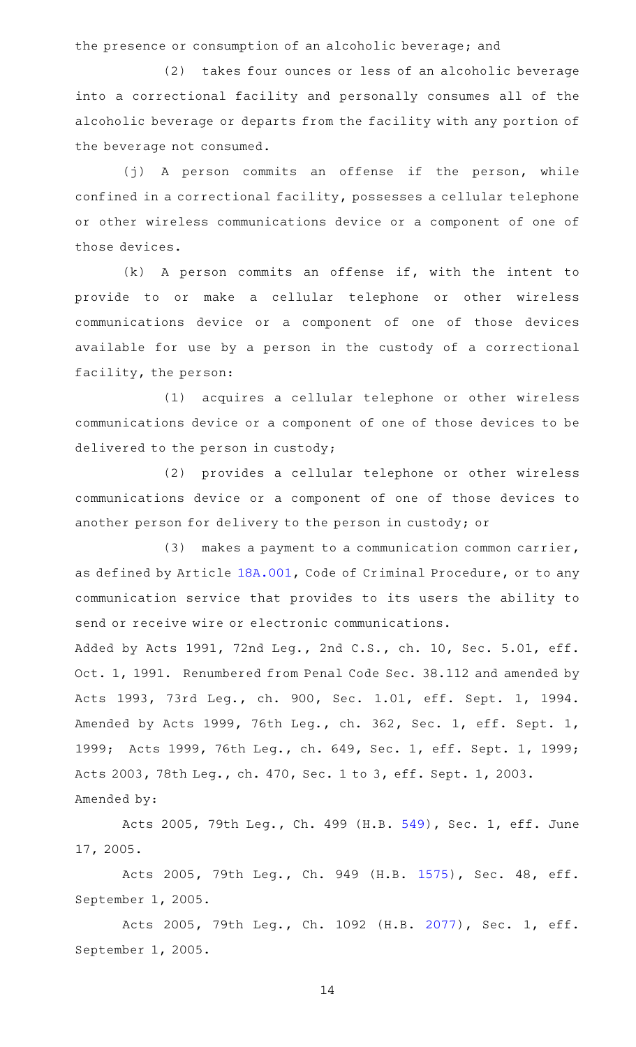the presence or consumption of an alcoholic beverage; and

(2) takes four ounces or less of an alcoholic beverage into a correctional facility and personally consumes all of the alcoholic beverage or departs from the facility with any portion of the beverage not consumed.

(j) A person commits an offense if the person, while confined in a correctional facility, possesses a cellular telephone or other wireless communications device or a component of one of those devices.

(k) A person commits an offense if, with the intent to provide to or make a cellular telephone or other wireless communications device or a component of one of those devices available for use by a person in the custody of a correctional facility, the person:

(1) acquires a cellular telephone or other wireless communications device or a component of one of those devices to be delivered to the person in custody;

(2) provides a cellular telephone or other wireless communications device or a component of one of those devices to another person for delivery to the person in custody; or

(3) makes a payment to a communication common carrier, as defined by Article 18A.001, Code of Criminal Procedure, or to any communication service that provides to its users the ability to send or receive wire or electronic communications.

Added by Acts 1991, 72nd Leg., 2nd C.S., ch. 10, Sec. 5.01, eff. Oct. 1, 1991. Renumbered from Penal Code Sec. 38.112 and amended by Acts 1993, 73rd Leg., ch. 900, Sec. 1.01, eff. Sept. 1, 1994. Amended by Acts 1999, 76th Leg., ch. 362, Sec. 1, eff. Sept. 1, 1999; Acts 1999, 76th Leg., ch. 649, Sec. 1, eff. Sept. 1, 1999; Acts 2003, 78th Leg., ch. 470, Sec. 1 to 3, eff. Sept. 1, 2003.

Amended by:

Acts 2005, 79th Leg., Ch. 499 (H.B. 549), Sec. 1, eff. June 17, 2005.

Acts 2005, 79th Leg., Ch. 949 (H.B. 1575), Sec. 48, eff. September 1, 2005.

Acts 2005, 79th Leg., Ch. 1092 (H.B. 2077), Sec. 1, eff. September 1, 2005.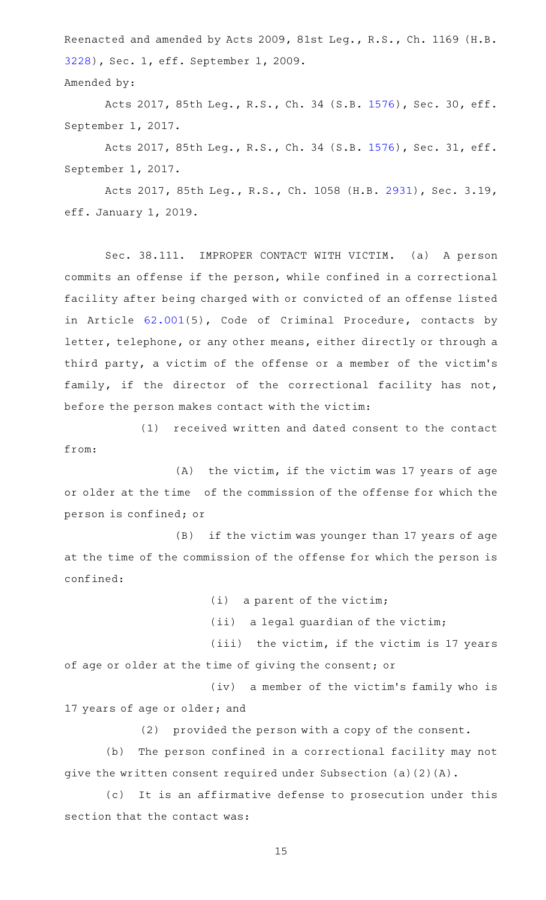Reenacted and amended by Acts 2009, 81st Leg., R.S., Ch. 1169 (H.B. 3228), Sec. 1, eff. September 1, 2009.

Amended by:

Acts 2017, 85th Leg., R.S., Ch. 34 (S.B. 1576), Sec. 30, eff. September 1, 2017.

Acts 2017, 85th Leg., R.S., Ch. 34 (S.B. 1576), Sec. 31, eff. September 1, 2017.

Acts 2017, 85th Leg., R.S., Ch. 1058 (H.B. 2931), Sec. 3.19, eff. January 1, 2019.

Sec. 38.111. IMPROPER CONTACT WITH VICTIM. (a) A person commits an offense if the person, while confined in a correctional facility after being charged with or convicted of an offense listed in Article 62.001(5), Code of Criminal Procedure, contacts by letter, telephone, or any other means, either directly or through a third party, a victim of the offense or a member of the victim's family, if the director of the correctional facility has not, before the person makes contact with the victim:

(1) received written and dated consent to the contact from:

(A) the victim, if the victim was 17 years of age or older at the time of the commission of the offense for which the person is confined; or

(B) if the victim was younger than 17 years of age at the time of the commission of the offense for which the person is confined:

(i) a parent of the victim;

(ii) a legal guardian of the victim;

(iii) the victim, if the victim is 17 years of age or older at the time of giving the consent; or

(iv) a member of the victim's family who is 17 years of age or older; and

(2) provided the person with a copy of the consent.

(b) The person confined in a correctional facility may not give the written consent required under Subsection (a)(2)(A).

(c) It is an affirmative defense to prosecution under this section that the contact was: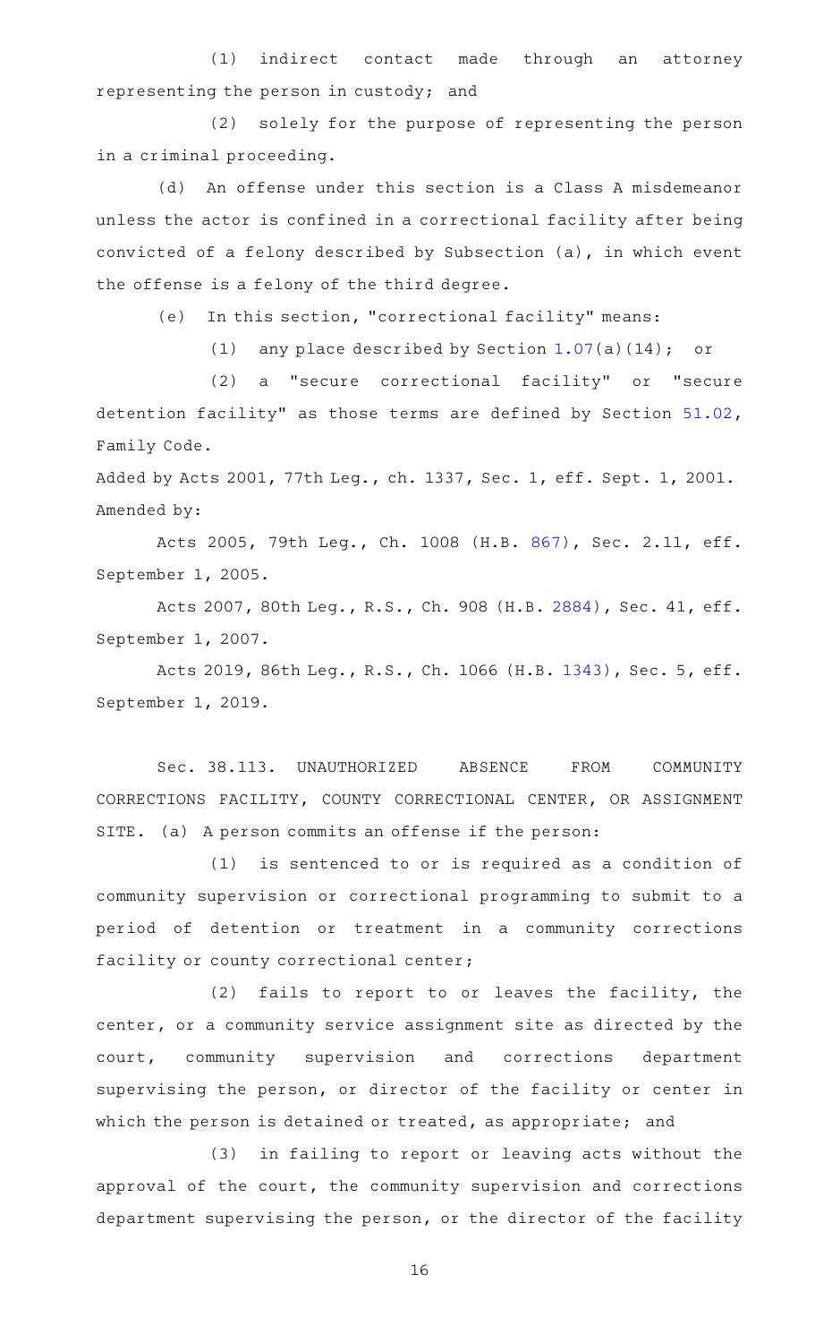(1) indirect contact made through an attorney representing the person in custody; and

(2) solely for the purpose of representing the person in a criminal proceeding.

(d) An offense under this section is a Class A misdemeanor unless the actor is confined in a correctional facility after being convicted of a felony described by Subsection (a), in which event the offense is a felony of the third degree.

(e) In this section, "correctional facility" means:

(1) any place described by Section 1.07(a)(14); or

(2) a "secure correctional facility" or "secure detention facility" as those terms are defined by Section 51.02, Family Code.

Added by Acts 2001, 77th Leg., ch. 1337, Sec. 1, eff. Sept. 1, 2001.
Amended by:

Acts 2005, 79th Leg., Ch. 1008 (H.B. 867), Sec. 2.11, eff. September 1, 2005.

Acts 2007, 80th Leg., R.S., Ch. 908 (H.B. 2884), Sec. 41, eff. September 1, 2007.

Acts 2019, 86th Leg., R.S., Ch. 1066 (H.B. 1343), Sec. 5, eff. September 1, 2019.

Sec. 38.113. UNAUTHORIZED ABSENCE FROM COMMUNITY CORRECTIONS FACILITY, COUNTY CORRECTIONAL CENTER, OR ASSIGNMENT SITE. (a) A person commits an offense if the person:

(1) is sentenced to or is required as a condition of community supervision or correctional programming to submit to a period of detention or treatment in a community corrections facility or county correctional center;

(2) fails to report to or leaves the facility, the center, or a community service assignment site as directed by the court, community supervision and corrections department supervising the person, or director of the facility or center in which the person is detained or treated, as appropriate; and

(3) in failing to report or leaving acts without the approval of the court, the community supervision and corrections department supervising the person, or the director of the facility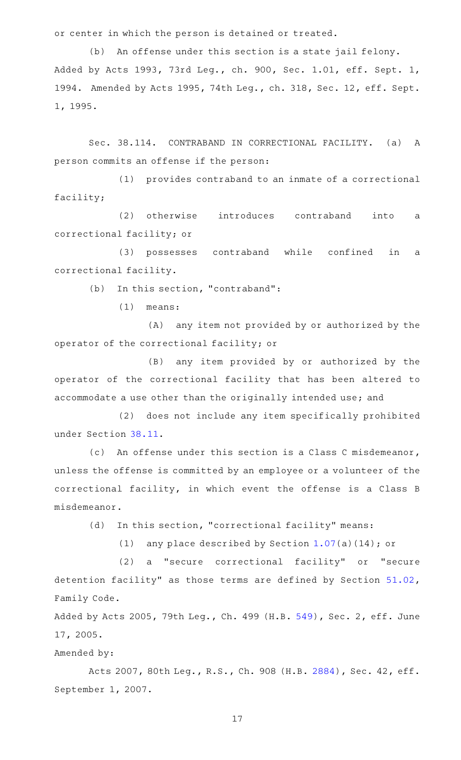or center in which the person is detained or treated.

(b) An offense under this section is a state jail felony.

Added by Acts 1993, 73rd Leg., ch. 900, Sec. 1.01, eff. Sept. 1, 1994. Amended by Acts 1995, 74th Leg., ch. 318, Sec. 12, eff. Sept. 1, 1995.

Sec. 38.114. CONTRABAND IN CORRECTIONAL FACILITY. (a) A person commits an offense if the person:

(1) provides contraband to an inmate of a correctional facility;

(2) otherwise introduces contraband into a correctional facility; or

(3) possesses contraband while confined in a correctional facility.

(b) In this section, "contraband":

(1) means:

(A) any item not provided by or authorized by the operator of the correctional facility; or

(B) any item provided by or authorized by the operator of the correctional facility that has been altered to accommodate a use other than the originally intended use; and

(2) does not include any item specifically prohibited under Section 38.11.

(c) An offense under this section is a Class C misdemeanor, unless the offense is committed by an employee or a volunteer of the correctional facility, in which event the offense is a Class B misdemeanor.

(d) In this section, "correctional facility" means:

(1) any place described by Section 1.07(a)(14); or

(2) a "secure correctional facility" or "secure detention facility" as those terms are defined by Section 51.02, Family Code.

Added by Acts 2005, 79th Leg., Ch. 499 (H.B. 549), Sec. 2, eff. June 17, 2005.

Amended by:

Acts 2007, 80th Leg., R.S., Ch. 908 (H.B. 2884), Sec. 42, eff. September 1, 2007.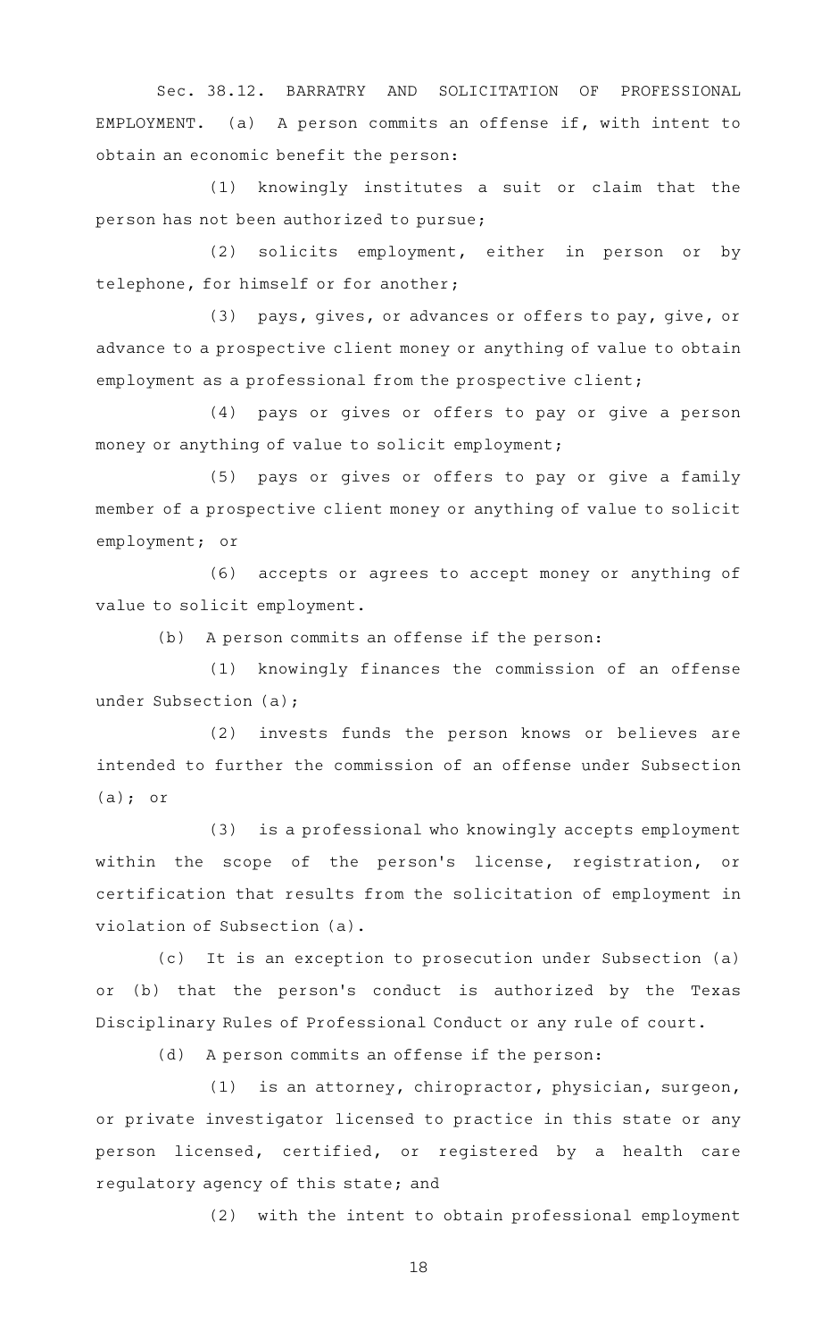Sec. 38.12. BARRATRY AND SOLICITATION OF PROFESSIONAL EMPLOYMENT. (a) A person commits an offense if, with intent to obtain an economic benefit the person:

(1) knowingly institutes a suit or claim that the person has not been authorized to pursue;

(2) solicits employment, either in person or by telephone, for himself or for another;

(3) pays, gives, or advances or offers to pay, give, or advance to a prospective client money or anything of value to obtain employment as a professional from the prospective client;

(4) pays or gives or offers to pay or give a person money or anything of value to solicit employment;

(5) pays or gives or offers to pay or give a family member of a prospective client money or anything of value to solicit employment; or

(6) accepts or agrees to accept money or anything of value to solicit employment.

(b) A person commits an offense if the person:

(1) knowingly finances the commission of an offense under Subsection (a);

(2) invests funds the person knows or believes are intended to further the commission of an offense under Subsection (a); or

(3) is a professional who knowingly accepts employment within the scope of the person's license, registration, or certification that results from the solicitation of employment in violation of Subsection (a).

(c) It is an exception to prosecution under Subsection (a) or (b) that the person's conduct is authorized by the Texas Disciplinary Rules of Professional Conduct or any rule of court.

(d) A person commits an offense if the person:

(1) is an attorney, chiropractor, physician, surgeon, or private investigator licensed to practice in this state or any person licensed, certified, or registered by a health care regulatory agency of this state; and

(2) with the intent to obtain professional employment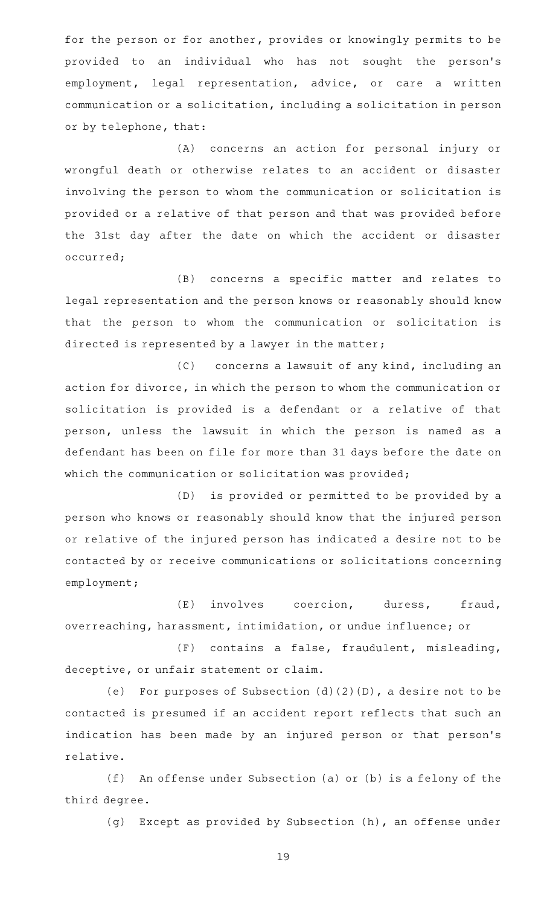for the person or for another, provides or knowingly permits to be provided to an individual who has not sought the person's employment, legal representation, advice, or care a written communication or a solicitation, including a solicitation in person or by telephone, that:

(A) concerns an action for personal injury or wrongful death or otherwise relates to an accident or disaster involving the person to whom the communication or solicitation is provided or a relative of that person and that was provided before the 31st day after the date on which the accident or disaster occurred;

(B) concerns a specific matter and relates to legal representation and the person knows or reasonably should know that the person to whom the communication or solicitation is directed is represented by a lawyer in the matter;

(C) concerns a lawsuit of any kind, including an action for divorce, in which the person to whom the communication or solicitation is provided is a defendant or a relative of that person, unless the lawsuit in which the person is named as a defendant has been on file for more than 31 days before the date on which the communication or solicitation was provided;

(D) is provided or permitted to be provided by a person who knows or reasonably should know that the injured person or relative of the injured person has indicated a desire not to be contacted by or receive communications or solicitations concerning employment;

(E) involves coercion, duress, fraud, overreaching, harassment, intimidation, or undue influence; or

(F) contains a false, fraudulent, misleading, deceptive, or unfair statement or claim.

(e) For purposes of Subsection (d)(2)(D), a desire not to be contacted is presumed if an accident report reflects that such an indication has been made by an injured person or that person's relative.

(f) An offense under Subsection (a) or (b) is a felony of the third degree.

(g) Except as provided by Subsection (h), an offense under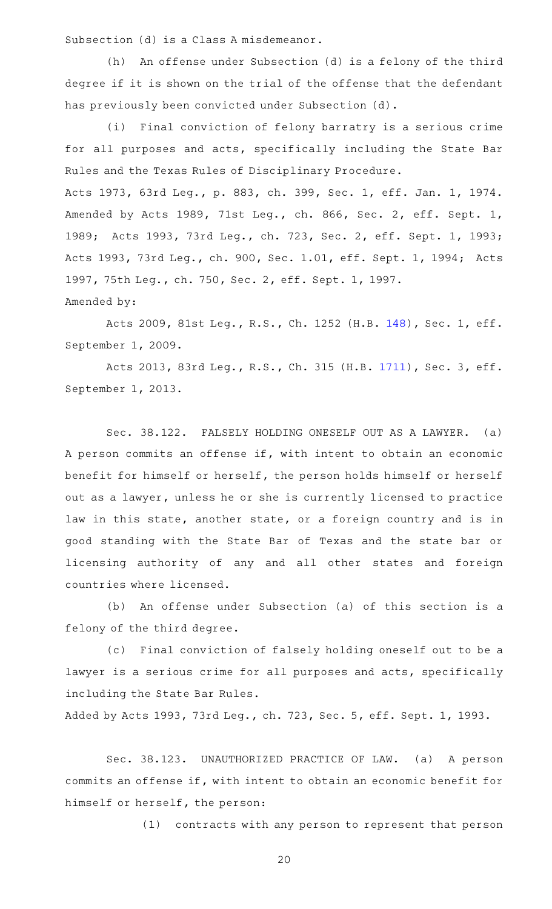Subsection (d) is a Class A misdemeanor.

(h) An offense under Subsection (d) is a felony of the third degree if it is shown on the trial of the offense that the defendant has previously been convicted under Subsection (d).

(i) Final conviction of felony barratry is a serious crime for all purposes and acts, specifically including the State Bar Rules and the Texas Rules of Disciplinary Procedure.

Acts 1973, 63rd Leg., p. 883, ch. 399, Sec. 1, eff. Jan. 1, 1974. Amended by Acts 1989, 71st Leg., ch. 866, Sec. 2, eff. Sept. 1, 1989; Acts 1993, 73rd Leg., ch. 723, Sec. 2, eff. Sept. 1, 1993; Acts 1993, 73rd Leg., ch. 900, Sec. 1.01, eff. Sept. 1, 1994; Acts 1997, 75th Leg., ch. 750, Sec. 2, eff. Sept. 1, 1997.

Amended by:

Acts 2009, 81st Leg., R.S., Ch. 1252 (H.B. 148), Sec. 1, eff. September 1, 2009.

Acts 2013, 83rd Leg., R.S., Ch. 315 (H.B. 1711), Sec. 3, eff. September 1, 2013.

Sec. 38.122. FALSELY HOLDING ONESELF OUT AS A LAWYER. (a) A person commits an offense if, with intent to obtain an economic benefit for himself or herself, the person holds himself or herself out as a lawyer, unless he or she is currently licensed to practice law in this state, another state, or a foreign country and is in good standing with the State Bar of Texas and the state bar or licensing authority of any and all other states and foreign countries where licensed.

(b) An offense under Subsection (a) of this section is a felony of the third degree.

(c) Final conviction of falsely holding oneself out to be a lawyer is a serious crime for all purposes and acts, specifically including the State Bar Rules.

Added by Acts 1993, 73rd Leg., ch. 723, Sec. 5, eff. Sept. 1, 1993.

Sec. 38.123. UNAUTHORIZED PRACTICE OF LAW. (a) A person commits an offense if, with intent to obtain an economic benefit for himself or herself, the person:

(1) contracts with any person to represent that person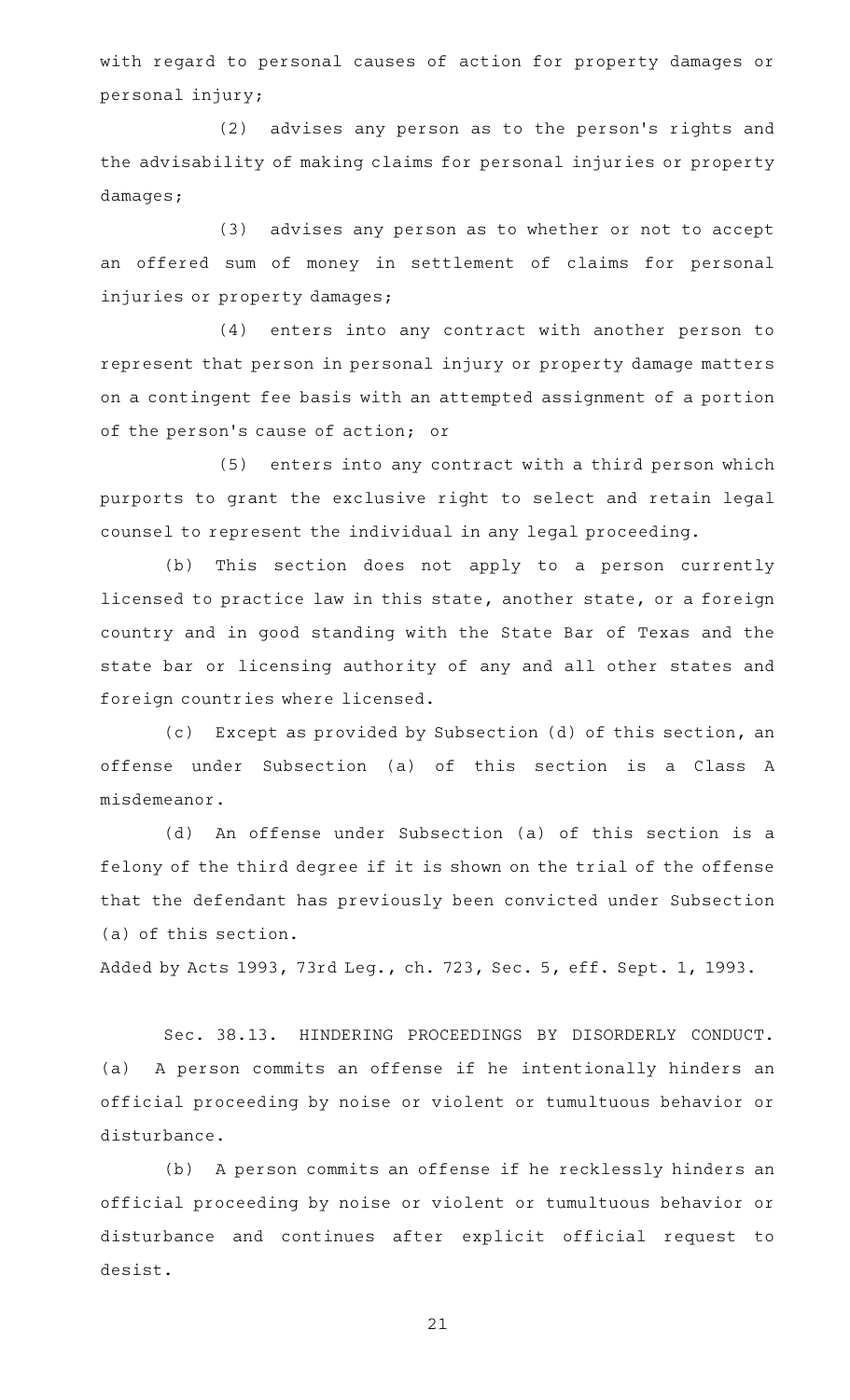with regard to personal causes of action for property damages or personal injury;

(2) advises any person as to the person's rights and the advisability of making claims for personal injuries or property damages;

(3) advises any person as to whether or not to accept an offered sum of money in settlement of claims for personal injuries or property damages;

(4) enters into any contract with another person to represent that person in personal injury or property damage matters on a contingent fee basis with an attempted assignment of a portion of the person's cause of action; or

(5) enters into any contract with a third person which purports to grant the exclusive right to select and retain legal counsel to represent the individual in any legal proceeding.

(b) This section does not apply to a person currently licensed to practice law in this state, another state, or a foreign country and in good standing with the State Bar of Texas and the state bar or licensing authority of any and all other states and foreign countries where licensed.

(c) Except as provided by Subsection (d) of this section, an offense under Subsection (a) of this section is a Class A misdemeanor.

(d) An offense under Subsection (a) of this section is a felony of the third degree if it is shown on the trial of the offense that the defendant has previously been convicted under Subsection (a) of this section.

Added by Acts 1993, 73rd Leg., ch. 723, Sec. 5, eff. Sept. 1, 1993.

Sec. 38.13. HINDERING PROCEEDINGS BY DISORDERLY CONDUCT. (a) A person commits an offense if he intentionally hinders an official proceeding by noise or violent or tumultuous behavior or disturbance.

(b) A person commits an offense if he recklessly hinders an official proceeding by noise or violent or tumultuous behavior or disturbance and continues after explicit official request to desist.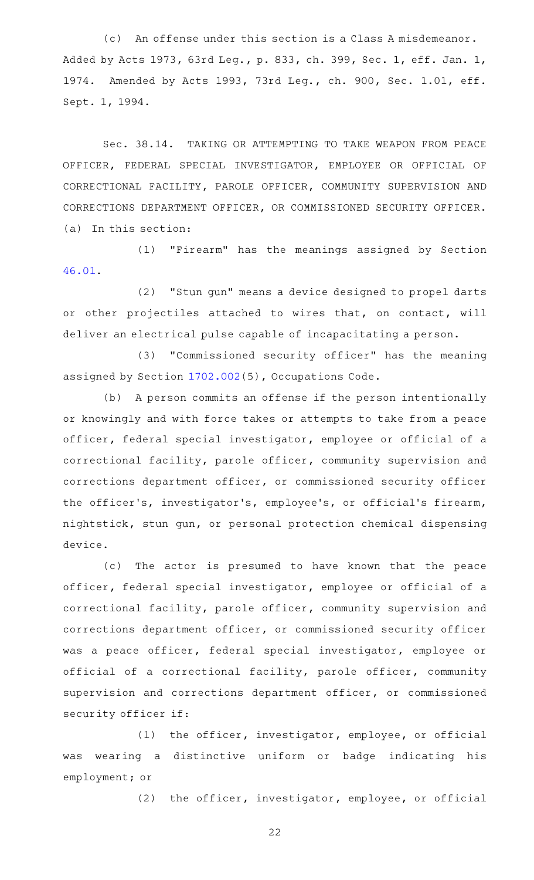(c) An offense under this section is a Class A misdemeanor.

Added by Acts 1973, 63rd Leg., p. 833, ch. 399, Sec. 1, eff. Jan. 1, 1974. Amended by Acts 1993, 73rd Leg., ch. 900, Sec. 1.01, eff. Sept. 1, 1994.

Sec. 38.14. TAKING OR ATTEMPTING TO TAKE WEAPON FROM PEACE OFFICER, FEDERAL SPECIAL INVESTIGATOR, EMPLOYEE OR OFFICIAL OF CORRECTIONAL FACILITY, PAROLE OFFICER, COMMUNITY SUPERVISION AND CORRECTIONS DEPARTMENT OFFICER, OR COMMISSIONED SECURITY OFFICER.

(a) In this section:

(1) "Firearm" has the meanings assigned by Section 46.01.

(2) "Stun gun" means a device designed to propel darts or other projectiles attached to wires that, on contact, will deliver an electrical pulse capable of incapacitating a person.

(3) "Commissioned security officer" has the meaning assigned by Section 1702.002(5), Occupations Code.

(b) A person commits an offense if the person intentionally or knowingly and with force takes or attempts to take from a peace officer, federal special investigator, employee or official of a correctional facility, parole officer, community supervision and corrections department officer, or commissioned security officer the officer's, investigator's, employee's, or official's firearm, nightstick, stun gun, or personal protection chemical dispensing device.

(c) The actor is presumed to have known that the peace officer, federal special investigator, employee or official of a correctional facility, parole officer, community supervision and corrections department officer, or commissioned security officer was a peace officer, federal special investigator, employee or official of a correctional facility, parole officer, community supervision and corrections department officer, or commissioned security officer if:

(1) the officer, investigator, employee, or official was wearing a distinctive uniform or badge indicating his employment; or

(2) the officer, investigator, employee, or official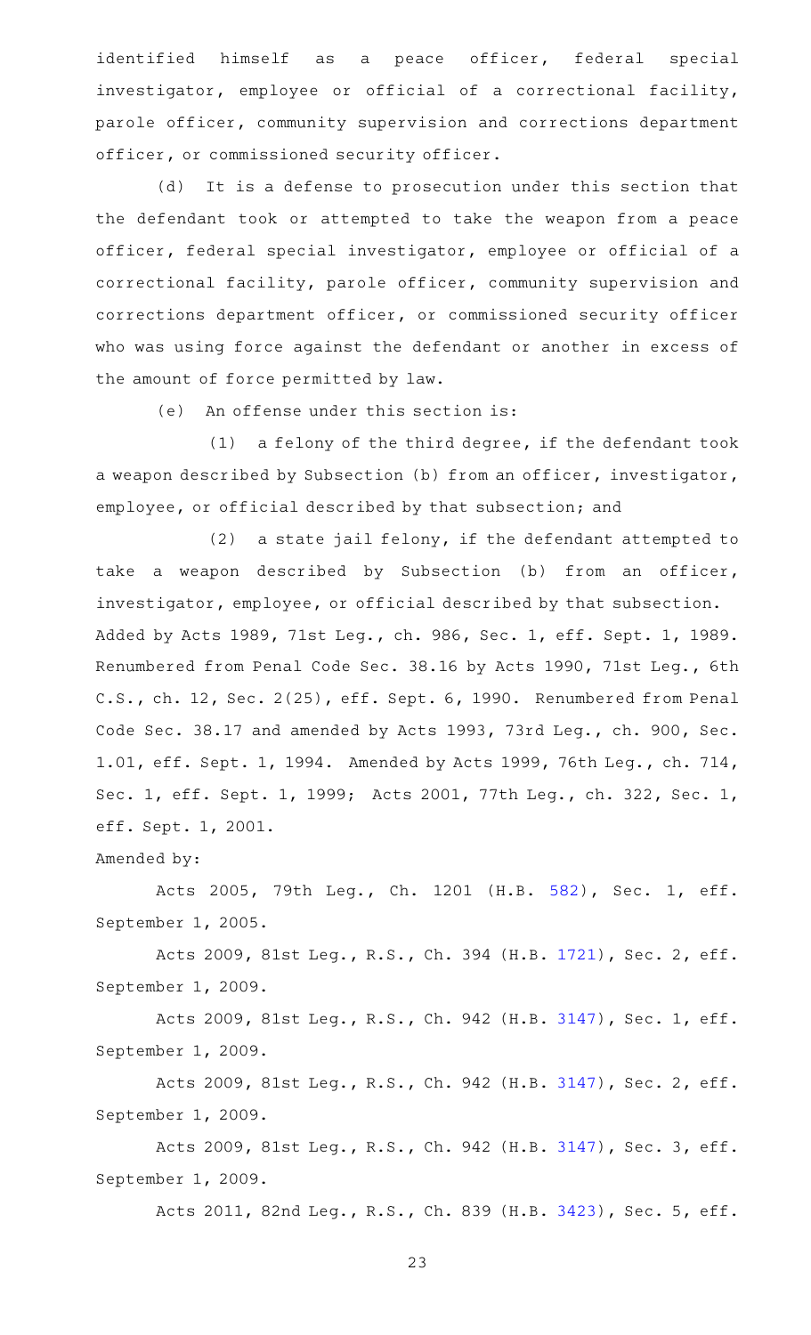identified himself as a peace officer, federal special investigator, employee or official of a correctional facility, parole officer, community supervision and corrections department officer, or commissioned security officer.

(d) It is a defense to prosecution under this section that the defendant took or attempted to take the weapon from a peace officer, federal special investigator, employee or official of a correctional facility, parole officer, community supervision and corrections department officer, or commissioned security officer who was using force against the defendant or another in excess of the amount of force permitted by law.

(e) An offense under this section is:

(1) a felony of the third degree, if the defendant took a weapon described by Subsection (b) from an officer, investigator, employee, or official described by that subsection; and

(2) a state jail felony, if the defendant attempted to take a weapon described by Subsection (b) from an officer, investigator, employee, or official described by that subsection.

Added by Acts 1989, 71st Leg., ch. 986, Sec. 1, eff. Sept. 1, 1989. Renumbered from Penal Code Sec. 38.16 by Acts 1990, 71st Leg., 6th C.S., ch. 12, Sec. 2(25), eff. Sept. 6, 1990. Renumbered from Penal Code Sec. 38.17 and amended by Acts 1993, 73rd Leg., ch. 900, Sec. 1.01, eff. Sept. 1, 1994. Amended by Acts 1999, 76th Leg., ch. 714, Sec. 1, eff. Sept. 1, 1999; Acts 2001, 77th Leg., ch. 322, Sec. 1, eff. Sept. 1, 2001.

Amended by:

Acts 2005, 79th Leg., Ch. 1201 (H.B. 582), Sec. 1, eff. September 1, 2005.

Acts 2009, 81st Leg., R.S., Ch. 394 (H.B. 1721), Sec. 2, eff. September 1, 2009.

Acts 2009, 81st Leg., R.S., Ch. 942 (H.B. 3147), Sec. 1, eff. September 1, 2009.

Acts 2009, 81st Leg., R.S., Ch. 942 (H.B. 3147), Sec. 2, eff. September 1, 2009.

Acts 2009, 81st Leg., R.S., Ch. 942 (H.B. 3147), Sec. 3, eff. September 1, 2009.

Acts 2011, 82nd Leg., R.S., Ch. 839 (H.B. 3423), Sec. 5, eff.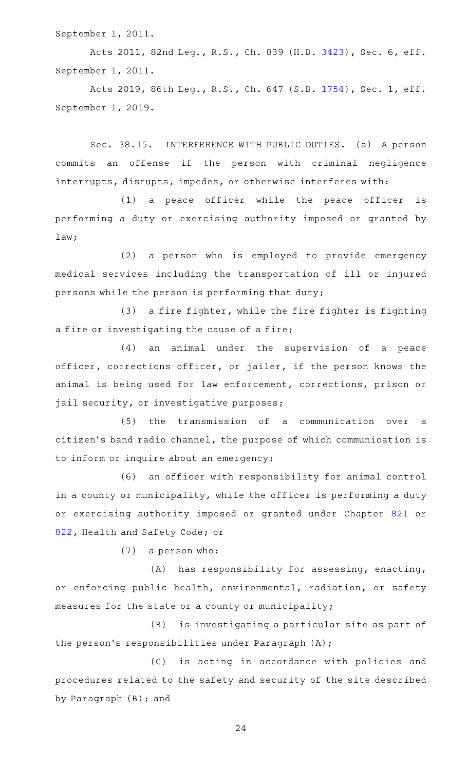September 1, 2011.

Acts 2011, 82nd Leg., R.S., Ch. 839 (H.B. 3423), Sec. 6, eff. September 1, 2011.

Acts 2019, 86th Leg., R.S., Ch. 647 (S.B. 1754), Sec. 1, eff. September 1, 2019.

Sec. 38.15. INTERFERENCE WITH PUBLIC DUTIES. (a) A person commits an offense if the person with criminal negligence interrupts, disrupts, impedes, or otherwise interferes with:

(1) a peace officer while the peace officer is performing a duty or exercising authority imposed or granted by law;

(2) a person who is employed to provide emergency medical services including the transportation of ill or injured persons while the person is performing that duty;

(3) a fire fighter, while the fire fighter is fighting a fire or investigating the cause of a fire;

(4) an animal under the supervision of a peace officer, corrections officer, or jailer, if the person knows the animal is being used for law enforcement, corrections, prison or jail security, or investigative purposes;

(5) the transmission of a communication over a citizen's band radio channel, the purpose of which communication is to inform or inquire about an emergency;

(6) an officer with responsibility for animal control in a county or municipality, while the officer is performing a duty or exercising authority imposed or granted under Chapter 821 or 822, Health and Safety Code; or

(7) a person who:

(A) has responsibility for assessing, enacting, or enforcing public health, environmental, radiation, or safety measures for the state or a county or municipality;

(B) is investigating a particular site as part of the person's responsibilities under Paragraph (A);

(C) is acting in accordance with policies and procedures related to the safety and security of the site described by Paragraph (B); and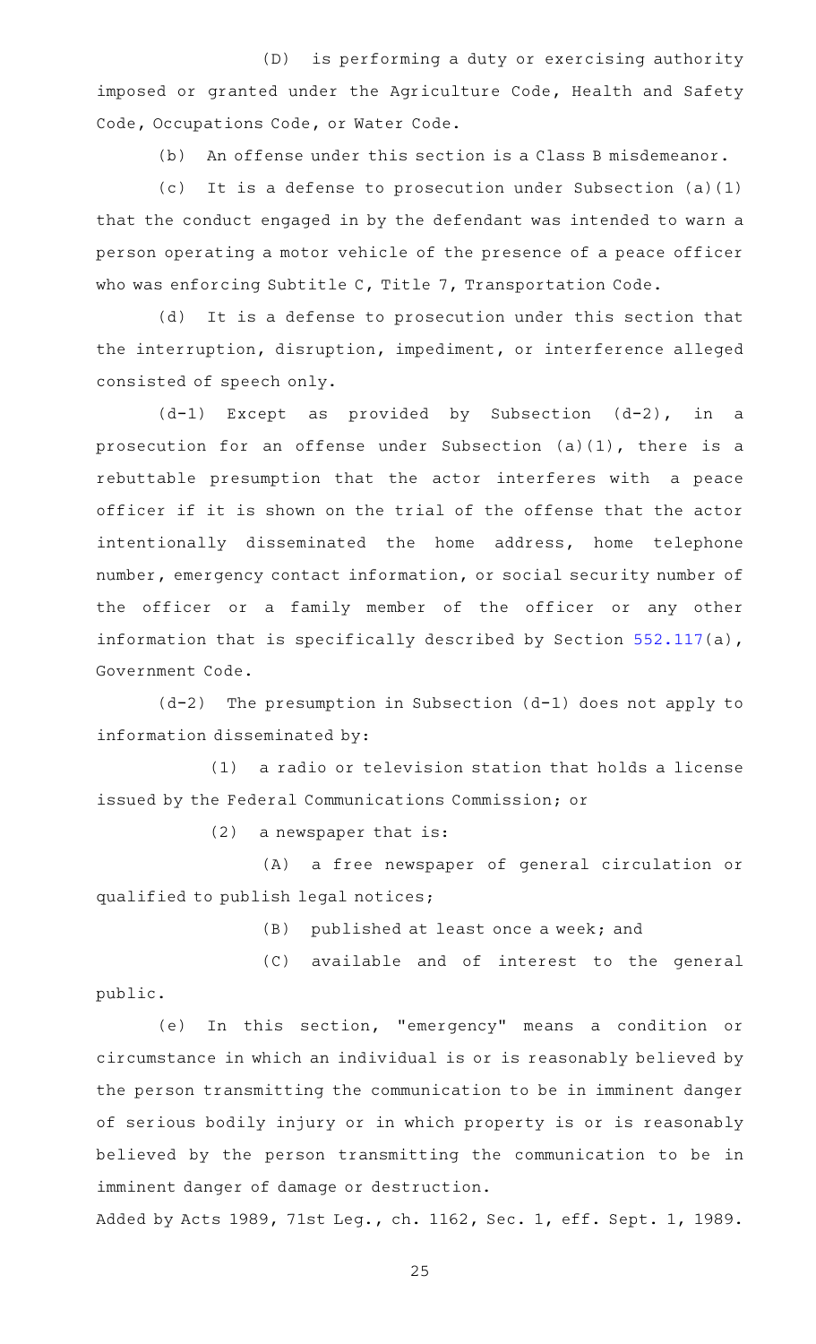(D) is performing a duty or exercising authority imposed or granted under the Agriculture Code, Health and Safety Code, Occupations Code, or Water Code.

(b) An offense under this section is a Class B misdemeanor.

(c) It is a defense to prosecution under Subsection (a)(1) that the conduct engaged in by the defendant was intended to warn a person operating a motor vehicle of the presence of a peace officer who was enforcing Subtitle C, Title 7, Transportation Code.

(d) It is a defense to prosecution under this section that the interruption, disruption, impediment, or interference alleged consisted of speech only.

(d-1) Except as provided by Subsection (d-2), in a prosecution for an offense under Subsection (a)(1), there is a rebuttable presumption that the actor interferes with a peace officer if it is shown on the trial of the offense that the actor intentionally disseminated the home address, home telephone number, emergency contact information, or social security number of the officer or a family member of the officer or any other information that is specifically described by Section 552.117(a), Government Code.

(d-2) The presumption in Subsection (d-1) does not apply to information disseminated by:

(1) a radio or television station that holds a license issued by the Federal Communications Commission; or

(2) a newspaper that is:

(A) a free newspaper of general circulation or qualified to publish legal notices;

(B) published at least once a week; and

(C) available and of interest to the general public.

(e) In this section, "emergency" means a condition or circumstance in which an individual is or is reasonably believed by the person transmitting the communication to be in imminent danger of serious bodily injury or in which property is or is reasonably believed by the person transmitting the communication to be in imminent danger of damage or destruction.

Added by Acts 1989, 71st Leg., ch. 1162, Sec. 1, eff. Sept. 1, 1989.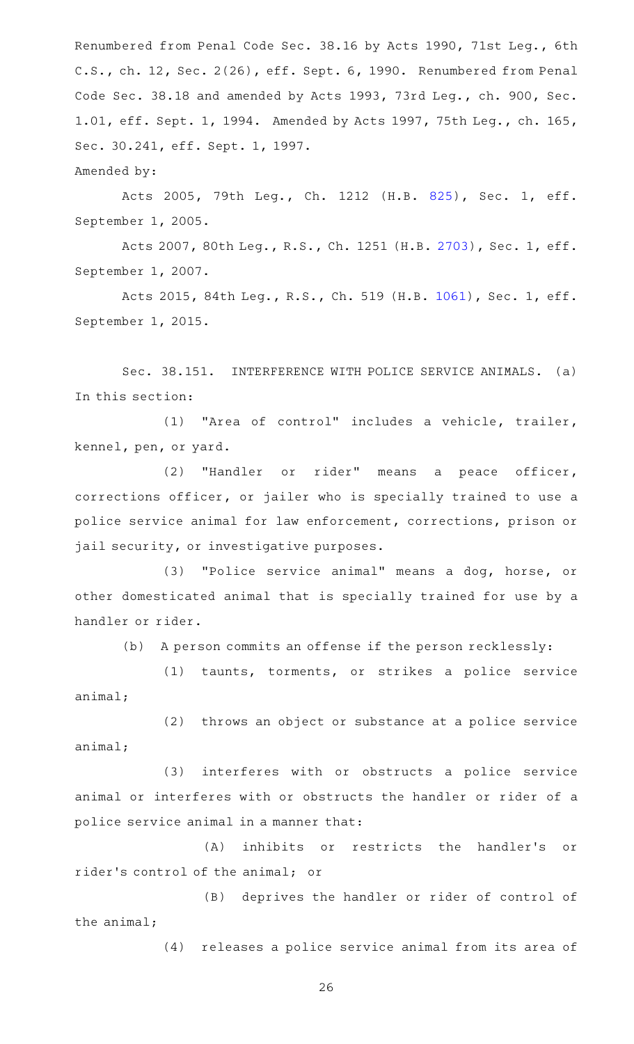Renumbered from Penal Code Sec. 38.16 by Acts 1990, 71st Leg., 6th C.S., ch. 12, Sec. 2(26), eff. Sept. 6, 1990. Renumbered from Penal Code Sec. 38.18 and amended by Acts 1993, 73rd Leg., ch. 900, Sec. 1.01, eff. Sept. 1, 1994. Amended by Acts 1997, 75th Leg., ch. 165, Sec. 30.241, eff. Sept. 1, 1997.

Amended by:

Acts 2005, 79th Leg., Ch. 1212 (H.B. 825), Sec. 1, eff. September 1, 2005.

Acts 2007, 80th Leg., R.S., Ch. 1251 (H.B. 2703), Sec. 1, eff. September 1, 2007.

Acts 2015, 84th Leg., R.S., Ch. 519 (H.B. 1061), Sec. 1, eff. September 1, 2015.

Sec. 38.151. INTERFERENCE WITH POLICE SERVICE ANIMALS. (a) In this section:

(1) "Area of control" includes a vehicle, trailer, kennel, pen, or yard.

(2) "Handler or rider" means a peace officer, corrections officer, or jailer who is specially trained to use a police service animal for law enforcement, corrections, prison or jail security, or investigative purposes.

(3) "Police service animal" means a dog, horse, or other domesticated animal that is specially trained for use by a handler or rider.

(b) A person commits an offense if the person recklessly:

(1) taunts, torments, or strikes a police service animal;

(2) throws an object or substance at a police service animal;

(3) interferes with or obstructs a police service animal or interferes with or obstructs the handler or rider of a police service animal in a manner that:

(A) inhibits or restricts the handler's or rider's control of the animal; or

(B) deprives the handler or rider of control of the animal;

(4) releases a police service animal from its area of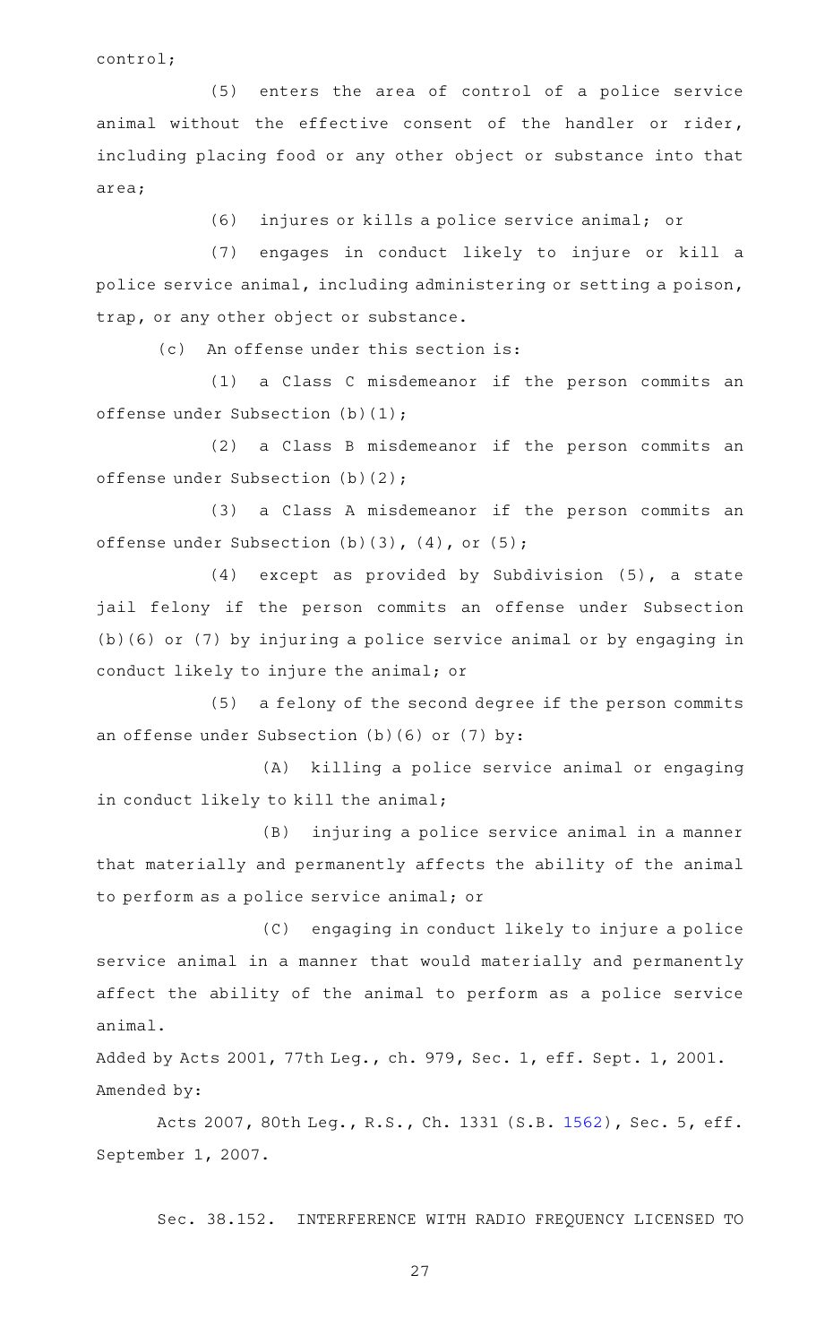control;

(5) enters the area of control of a police service animal without the effective consent of the handler or rider, including placing food or any other object or substance into that area;

(6) injures or kills a police service animal; or

(7) engages in conduct likely to injure or kill a police service animal, including administering or setting a poison, trap, or any other object or substance.

(c) An offense under this section is:

(1) a Class C misdemeanor if the person commits an offense under Subsection (b)(1);

(2) a Class B misdemeanor if the person commits an offense under Subsection (b)(2);

(3) a Class A misdemeanor if the person commits an offense under Subsection (b)(3), (4), or (5);

(4) except as provided by Subdivision (5), a state jail felony if the person commits an offense under Subsection (b)(6) or (7) by injuring a police service animal or by engaging in conduct likely to injure the animal; or

(5) a felony of the second degree if the person commits an offense under Subsection (b)(6) or (7) by:

(A) killing a police service animal or engaging in conduct likely to kill the animal;

(B) injuring a police service animal in a manner that materially and permanently affects the ability of the animal to perform as a police service animal; or

(C) engaging in conduct likely to injure a police service animal in a manner that would materially and permanently affect the ability of the animal to perform as a police service animal.

Added by Acts 2001, 77th Leg., ch. 979, Sec. 1, eff. Sept. 1, 2001.
Amended by:

Acts 2007, 80th Leg., R.S., Ch. 1331 (S.B. 1562), Sec. 5, eff. September 1, 2007.

Sec. 38.152. INTERFERENCE WITH RADIO FREQUENCY LICENSED TO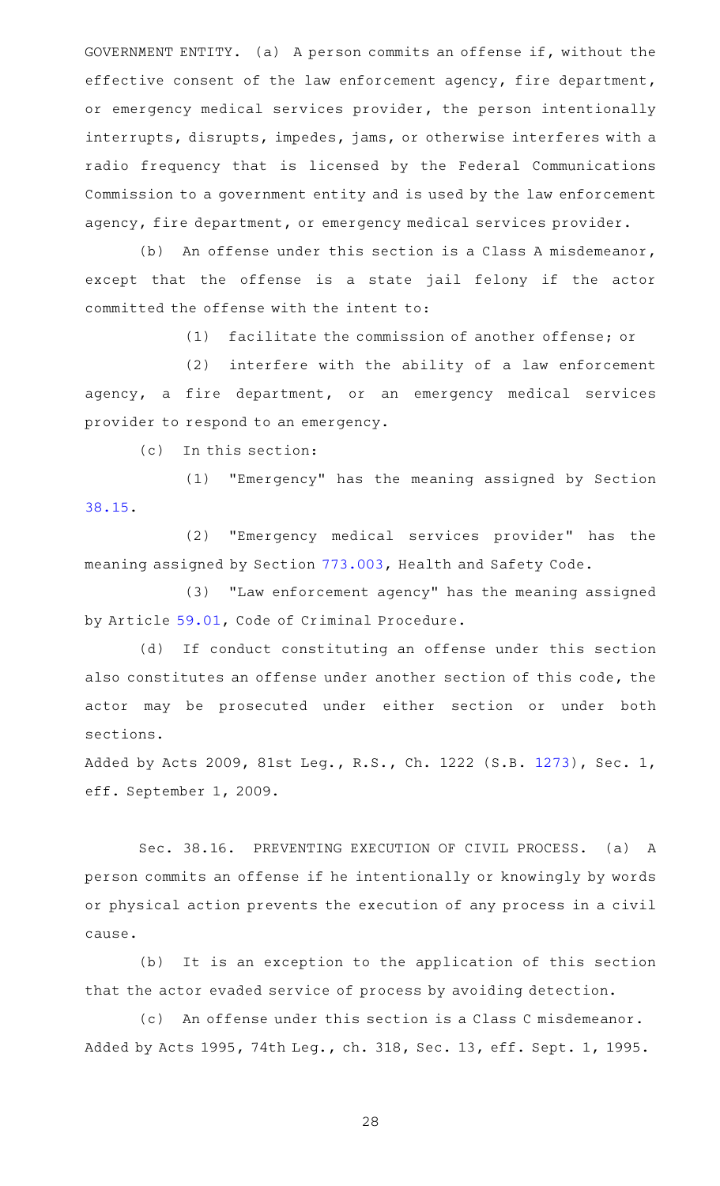GOVERNMENT ENTITY. (a) A person commits an offense if, without the effective consent of the law enforcement agency, fire department, or emergency medical services provider, the person intentionally interrupts, disrupts, impedes, jams, or otherwise interferes with a radio frequency that is licensed by the Federal Communications Commission to a government entity and is used by the law enforcement agency, fire department, or emergency medical services provider.

(b) An offense under this section is a Class A misdemeanor, except that the offense is a state jail felony if the actor committed the offense with the intent to:

(1) facilitate the commission of another offense; or

(2) interfere with the ability of a law enforcement agency, a fire department, or an emergency medical services provider to respond to an emergency.

(c) In this section:

(1) "Emergency" has the meaning assigned by Section 38.15.

(2) "Emergency medical services provider" has the meaning assigned by Section 773.003, Health and Safety Code.

(3) "Law enforcement agency" has the meaning assigned by Article 59.01, Code of Criminal Procedure.

(d) If conduct constituting an offense under this section also constitutes an offense under another section of this code, the actor may be prosecuted under either section or under both sections.

Added by Acts 2009, 81st Leg., R.S., Ch. 1222 (S.B. 1273), Sec. 1, eff. September 1, 2009.

Sec. 38.16. PREVENTING EXECUTION OF CIVIL PROCESS. (a) A person commits an offense if he intentionally or knowingly by words or physical action prevents the execution of any process in a civil cause.

(b) It is an exception to the application of this section that the actor evaded service of process by avoiding detection.

(c) An offense under this section is a Class C misdemeanor.

Added by Acts 1995, 74th Leg., ch. 318, Sec. 13, eff. Sept. 1, 1995.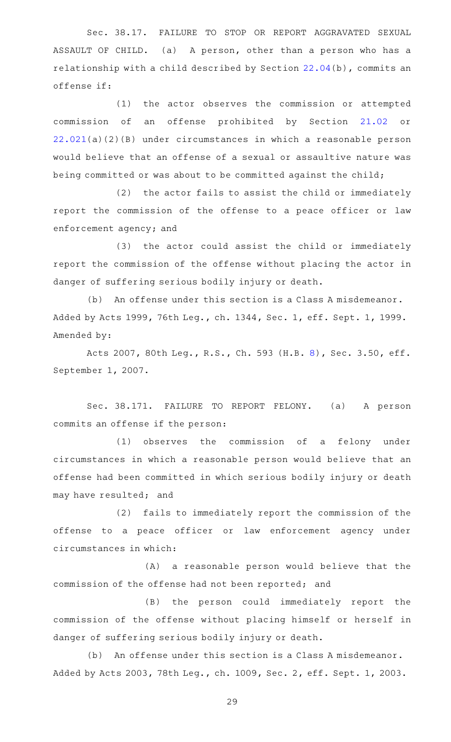Sec. 38.17. FAILURE TO STOP OR REPORT AGGRAVATED SEXUAL ASSAULT OF CHILD. (a) A person, other than a person who has a relationship with a child described by Section 22.04(b), commits an offense if:

(1) the actor observes the commission or attempted commission of an offense prohibited by Section 21.02 or 22.021(a)(2)(B) under circumstances in which a reasonable person would believe that an offense of a sexual or assaultive nature was being committed or was about to be committed against the child;

(2) the actor fails to assist the child or immediately report the commission of the offense to a peace officer or law enforcement agency; and

(3) the actor could assist the child or immediately report the commission of the offense without placing the actor in danger of suffering serious bodily injury or death.

(b) An offense under this section is a Class A misdemeanor.

Added by Acts 1999, 76th Leg., ch. 1344, Sec. 1, eff. Sept. 1, 1999.

Amended by:

Acts 2007, 80th Leg., R.S., Ch. 593 (H.B. 8), Sec. 3.50, eff. September 1, 2007.

Sec. 38.171. FAILURE TO REPORT FELONY. (a) A person commits an offense if the person:

(1) observes the commission of a felony under circumstances in which a reasonable person would believe that an offense had been committed in which serious bodily injury or death may have resulted; and

(2) fails to immediately report the commission of the offense to a peace officer or law enforcement agency under circumstances in which:

(A) a reasonable person would believe that the commission of the offense had not been reported; and

(B) the person could immediately report the commission of the offense without placing himself or herself in danger of suffering serious bodily injury or death.

(b) An offense under this section is a Class A misdemeanor.

Added by Acts 2003, 78th Leg., ch. 1009, Sec. 2, eff. Sept. 1, 2003.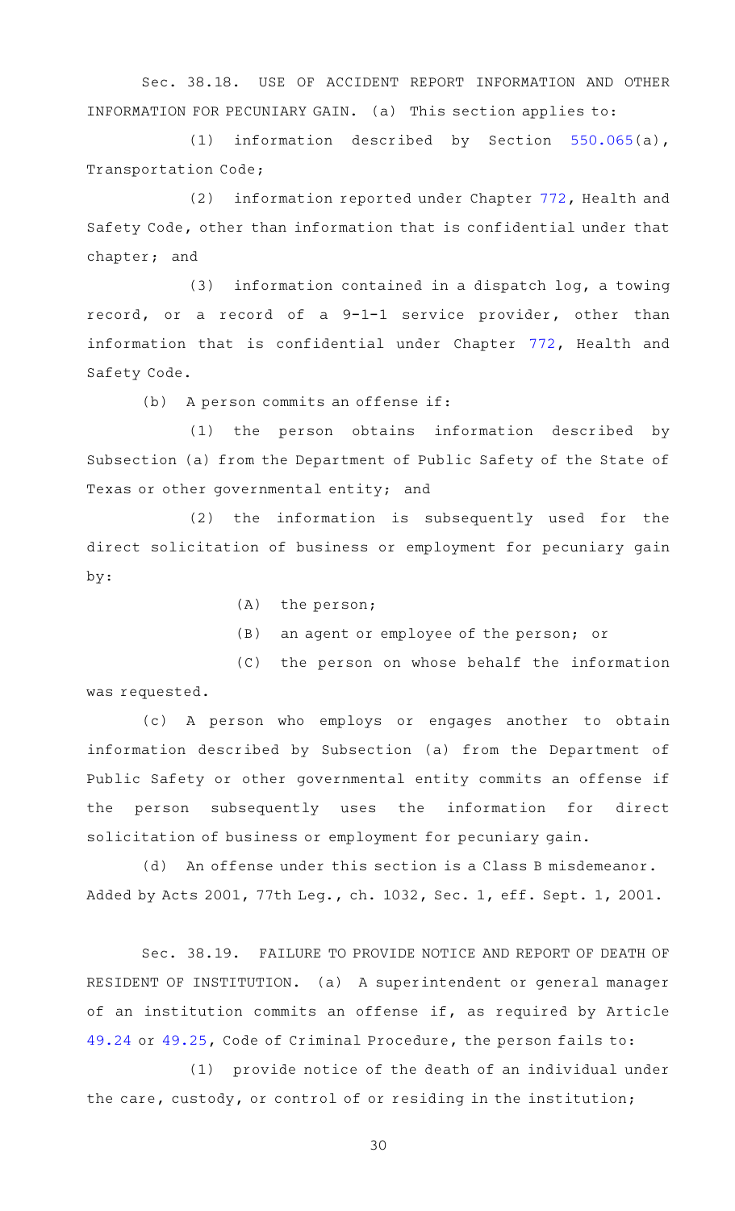Sec. 38.18. USE OF ACCIDENT REPORT INFORMATION AND OTHER INFORMATION FOR PECUNIARY GAIN. (a) This section applies to:

(1) information described by Section 550.065(a), Transportation Code;

(2) information reported under Chapter 772, Health and Safety Code, other than information that is confidential under that chapter; and

(3) information contained in a dispatch log, a towing record, or a record of a 9-1-1 service provider, other than information that is confidential under Chapter 772, Health and Safety Code.

(b) A person commits an offense if:

(1) the person obtains information described by Subsection (a) from the Department of Public Safety of the State of Texas or other governmental entity; and

(2) the information is subsequently used for the direct solicitation of business or employment for pecuniary gain by:

(A) the person;

(B) an agent or employee of the person; or

(C) the person on whose behalf the information was requested.

(c) A person who employs or engages another to obtain information described by Subsection (a) from the Department of Public Safety or other governmental entity commits an offense if the person subsequently uses the information for direct solicitation of business or employment for pecuniary gain.

(d) An offense under this section is a Class B misdemeanor.

Added by Acts 2001, 77th Leg., ch. 1032, Sec. 1, eff. Sept. 1, 2001.

Sec. 38.19. FAILURE TO PROVIDE NOTICE AND REPORT OF DEATH OF RESIDENT OF INSTITUTION. (a) A superintendent or general manager of an institution commits an offense if, as required by Article 49.24 or 49.25, Code of Criminal Procedure, the person fails to:

(1) provide notice of the death of an individual under the care, custody, or control of or residing in the institution;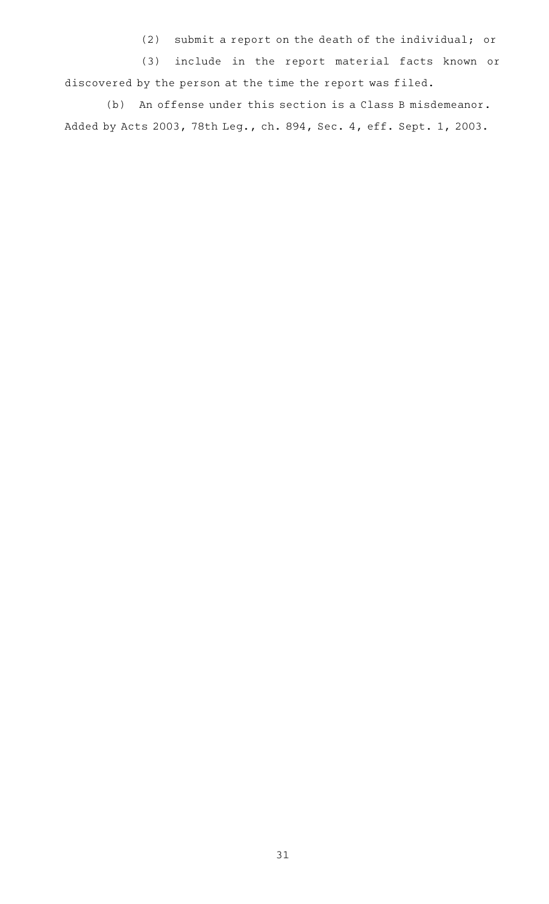(2) submit a report on the death of the individual; or

(3) include in the report material facts known or discovered by the person at the time the report was filed.

(b) An offense under this section is a Class B misdemeanor.

Added by Acts 2003, 78th Leg., ch. 894, Sec. 4, eff. Sept. 1, 2003.